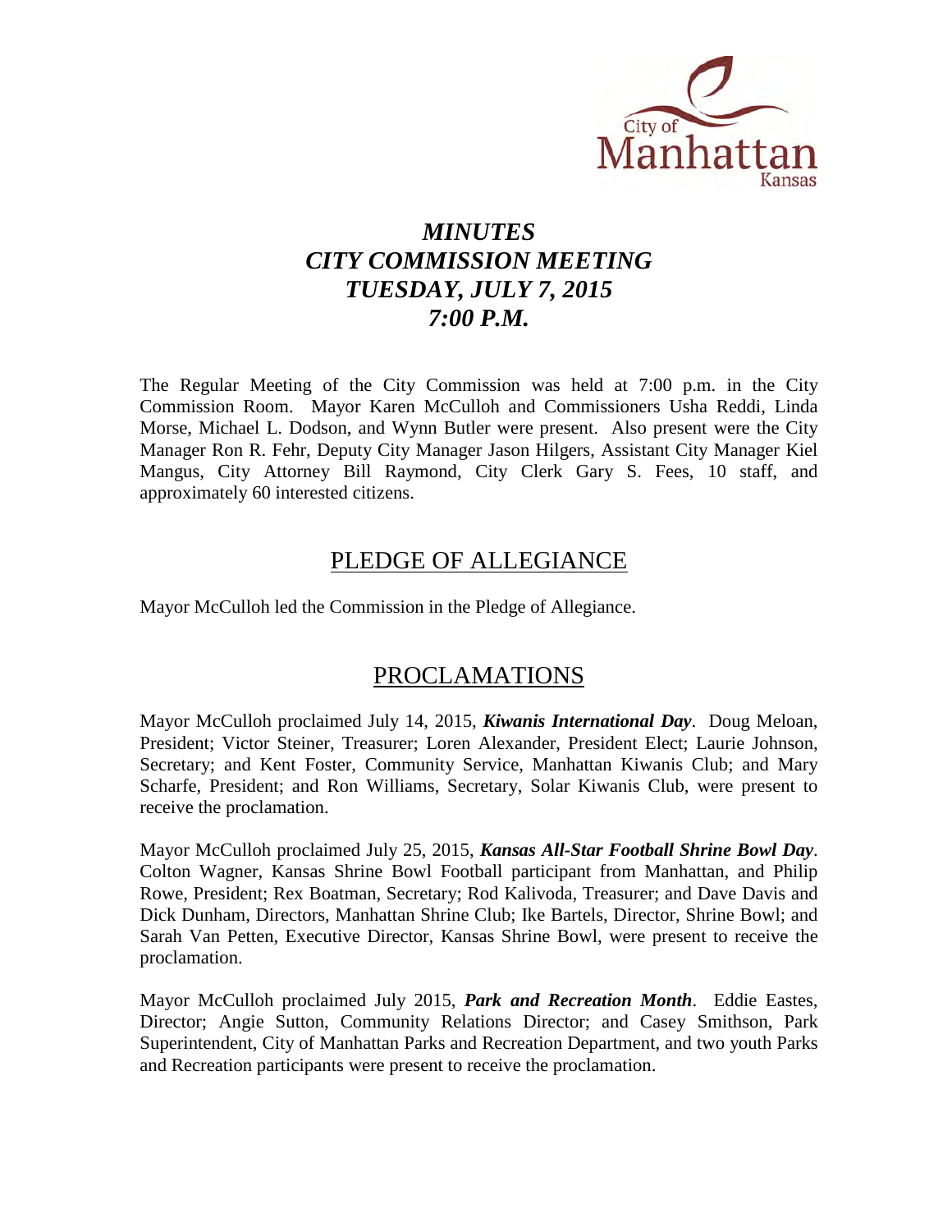City of Manhattan Kansas

# *MINUTES*
# *CITY COMMISSION MEETING*
# *TUESDAY, JULY 7, 2015*
# *7:00 P.M.*

The Regular Meeting of the City Commission was held at 7:00 p.m. in the City Commission Room. Mayor Karen McCulloh and Commissioners Usha Reddi, Linda Morse, Michael L. Dodson, and Wynn Butler were present. Also present were the City Manager Ron R. Fehr, Deputy City Manager Jason Hilgers, Assistant City Manager Kiel Mangus, City Attorney Bill Raymond, City Clerk Gary S. Fees, 10 staff, and approximately 60 interested citizens.

## PLEDGE OF ALLEGIANCE

Mayor McCulloh led the Commission in the Pledge of Allegiance.

## PROCLAMATIONS

Mayor McCulloh proclaimed July 14, 2015, ***Kiwanis International Day***. Doug Meloan, President; Victor Steiner, Treasurer; Loren Alexander, President Elect; Laurie Johnson, Secretary; and Kent Foster, Community Service, Manhattan Kiwanis Club; and Mary Scharfe, President; and Ron Williams, Secretary, Solar Kiwanis Club, were present to receive the proclamation.

Mayor McCulloh proclaimed July 25, 2015, ***Kansas All-Star Football Shrine Bowl Day***. Colton Wagner, Kansas Shrine Bowl Football participant from Manhattan, and Philip Rowe, President; Rex Boatman, Secretary; Rod Kalivoda, Treasurer; and Dave Davis and Dick Dunham, Directors, Manhattan Shrine Club; Ike Bartels, Director, Shrine Bowl; and Sarah Van Petten, Executive Director, Kansas Shrine Bowl, were present to receive the proclamation.

Mayor McCulloh proclaimed July 2015, ***Park and Recreation Month***. Eddie Eastes, Director; Angie Sutton, Community Relations Director; and Casey Smithson, Park Superintendent, City of Manhattan Parks and Recreation Department, and two youth Parks and Recreation participants were present to receive the proclamation.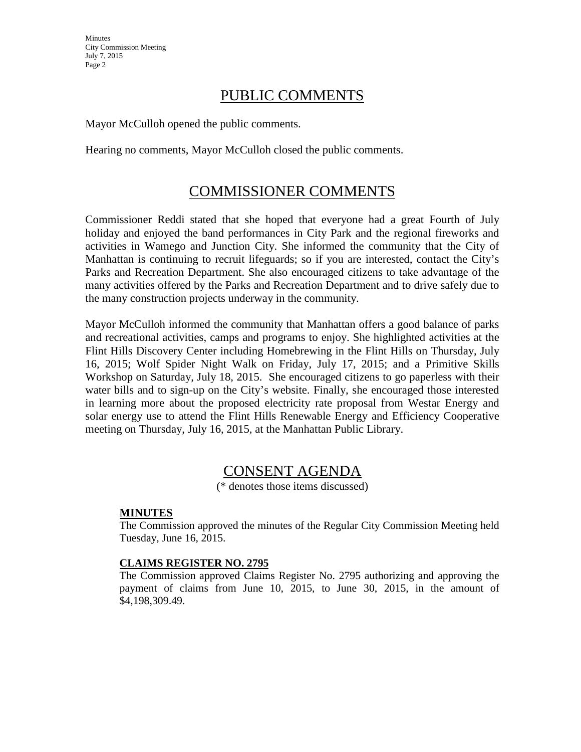## PUBLIC COMMENTS

Mayor McCulloh opened the public comments.

Hearing no comments, Mayor McCulloh closed the public comments.

## COMMISSIONER COMMENTS

Commissioner Reddi stated that she hoped that everyone had a great Fourth of July holiday and enjoyed the band performances in City Park and the regional fireworks and activities in Wamego and Junction City. She informed the community that the City of Manhattan is continuing to recruit lifeguards; so if you are interested, contact the City's Parks and Recreation Department. She also encouraged citizens to take advantage of the many activities offered by the Parks and Recreation Department and to drive safely due to the many construction projects underway in the community.

Mayor McCulloh informed the community that Manhattan offers a good balance of parks and recreational activities, camps and programs to enjoy. She highlighted activities at the Flint Hills Discovery Center including Homebrewing in the Flint Hills on Thursday, July 16, 2015; Wolf Spider Night Walk on Friday, July 17, 2015; and a Primitive Skills Workshop on Saturday, July 18, 2015. She encouraged citizens to go paperless with their water bills and to sign-up on the City's website. Finally, she encouraged those interested in learning more about the proposed electricity rate proposal from Westar Energy and solar energy use to attend the Flint Hills Renewable Energy and Efficiency Cooperative meeting on Thursday, July 16, 2015, at the Manhattan Public Library.

## CONSENT AGENDA

(* denotes those items discussed)

**MINUTES**

The Commission approved the minutes of the Regular City Commission Meeting held Tuesday, June 16, 2015.

**CLAIMS REGISTER NO. 2795**

The Commission approved Claims Register No. 2795 authorizing and approving the payment of claims from June 10, 2015, to June 30, 2015, in the amount of $4,198,309.49.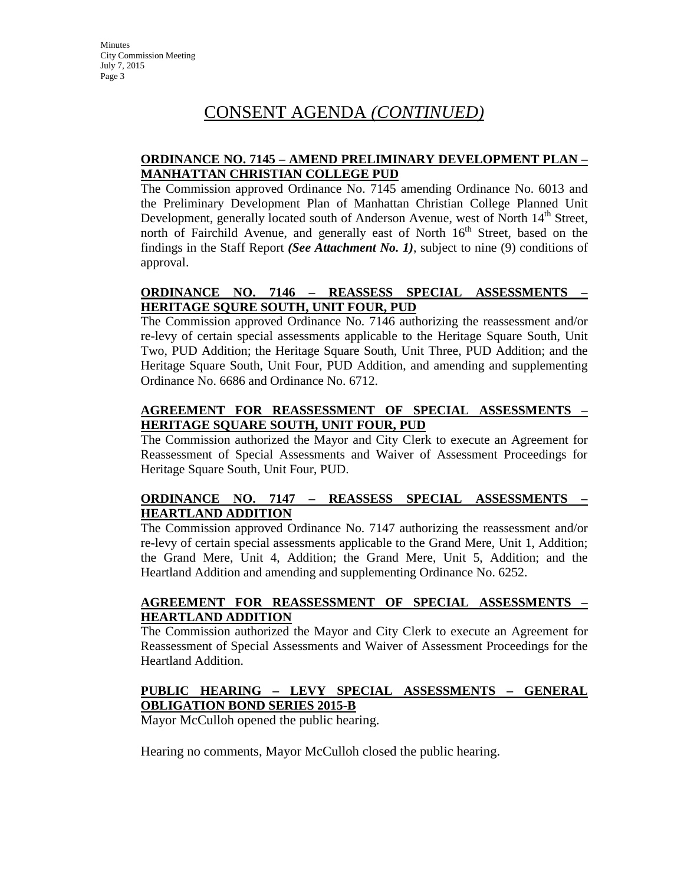# CONSENT AGENDA *(CONTINUED)*

**ORDINANCE NO. 7145 – AMEND PRELIMINARY DEVELOPMENT PLAN – MANHATTAN CHRISTIAN COLLEGE PUD**

The Commission approved Ordinance No. 7145 amending Ordinance No. 6013 and the Preliminary Development Plan of Manhattan Christian College Planned Unit Development, generally located south of Anderson Avenue, west of North 14th Street, north of Fairchild Avenue, and generally east of North 16th Street, based on the findings in the Staff Report ***(See Attachment No. 1)***, subject to nine (9) conditions of approval.

**ORDINANCE NO. 7146 – REASSESS SPECIAL ASSESSMENTS – HERITAGE SQURE SOUTH, UNIT FOUR, PUD**

The Commission approved Ordinance No. 7146 authorizing the reassessment and/or re-levy of certain special assessments applicable to the Heritage Square South, Unit Two, PUD Addition; the Heritage Square South, Unit Three, PUD Addition; and the Heritage Square South, Unit Four, PUD Addition, and amending and supplementing Ordinance No. 6686 and Ordinance No. 6712.

**AGREEMENT FOR REASSESSMENT OF SPECIAL ASSESSMENTS – HERITAGE SQUARE SOUTH, UNIT FOUR, PUD**

The Commission authorized the Mayor and City Clerk to execute an Agreement for Reassessment of Special Assessments and Waiver of Assessment Proceedings for Heritage Square South, Unit Four, PUD.

**ORDINANCE NO. 7147 – REASSESS SPECIAL ASSESSMENTS – HEARTLAND ADDITION**

The Commission approved Ordinance No. 7147 authorizing the reassessment and/or re-levy of certain special assessments applicable to the Grand Mere, Unit 1, Addition; the Grand Mere, Unit 4, Addition; the Grand Mere, Unit 5, Addition; and the Heartland Addition and amending and supplementing Ordinance No. 6252.

**AGREEMENT FOR REASSESSMENT OF SPECIAL ASSESSMENTS – HEARTLAND ADDITION**

The Commission authorized the Mayor and City Clerk to execute an Agreement for Reassessment of Special Assessments and Waiver of Assessment Proceedings for the Heartland Addition.

**PUBLIC HEARING – LEVY SPECIAL ASSESSMENTS – GENERAL OBLIGATION BOND SERIES 2015-B**

Mayor McCulloh opened the public hearing.

Hearing no comments, Mayor McCulloh closed the public hearing.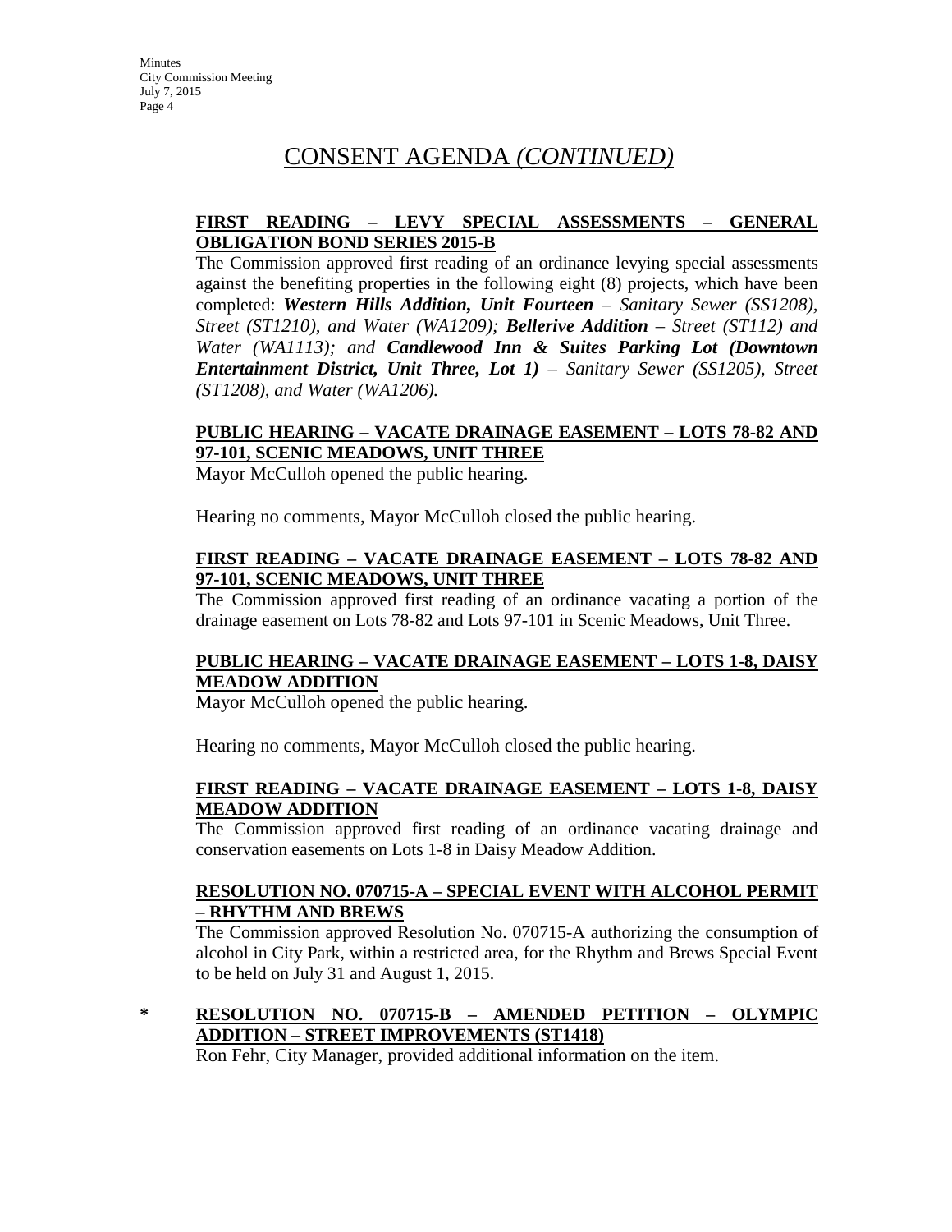# CONSENT AGENDA *(CONTINUED)*

**FIRST READING – LEVY SPECIAL ASSESSMENTS – GENERAL OBLIGATION BOND SERIES 2015-B**

The Commission approved first reading of an ordinance levying special assessments against the benefiting properties in the following eight (8) projects, which have been completed: ***Western Hills Addition, Unit Fourteen*** *– Sanitary Sewer (SS1208), Street (ST1210), and Water (WA1209);* ***Bellerive Addition*** *– Street (ST112) and Water (WA1113); and* ***Candlewood Inn & Suites Parking Lot (Downtown Entertainment District, Unit Three, Lot 1)*** *– Sanitary Sewer (SS1205), Street (ST1208), and Water (WA1206).*

**PUBLIC HEARING – VACATE DRAINAGE EASEMENT – LOTS 78-82 AND 97-101, SCENIC MEADOWS, UNIT THREE**

Mayor McCulloh opened the public hearing.

Hearing no comments, Mayor McCulloh closed the public hearing.

**FIRST READING – VACATE DRAINAGE EASEMENT – LOTS 78-82 AND 97-101, SCENIC MEADOWS, UNIT THREE**

The Commission approved first reading of an ordinance vacating a portion of the drainage easement on Lots 78-82 and Lots 97-101 in Scenic Meadows, Unit Three.

**PUBLIC HEARING – VACATE DRAINAGE EASEMENT – LOTS 1-8, DAISY MEADOW ADDITION**

Mayor McCulloh opened the public hearing.

Hearing no comments, Mayor McCulloh closed the public hearing.

**FIRST READING – VACATE DRAINAGE EASEMENT – LOTS 1-8, DAISY MEADOW ADDITION**

The Commission approved first reading of an ordinance vacating drainage and conservation easements on Lots 1-8 in Daisy Meadow Addition.

**RESOLUTION NO. 070715-A – SPECIAL EVENT WITH ALCOHOL PERMIT – RHYTHM AND BREWS**

The Commission approved Resolution No. 070715-A authorizing the consumption of alcohol in City Park, within a restricted area, for the Rhythm and Brews Special Event to be held on July 31 and August 1, 2015.

\* **RESOLUTION NO. 070715-B – AMENDED PETITION – OLYMPIC ADDITION – STREET IMPROVEMENTS (ST1418)**

Ron Fehr, City Manager, provided additional information on the item.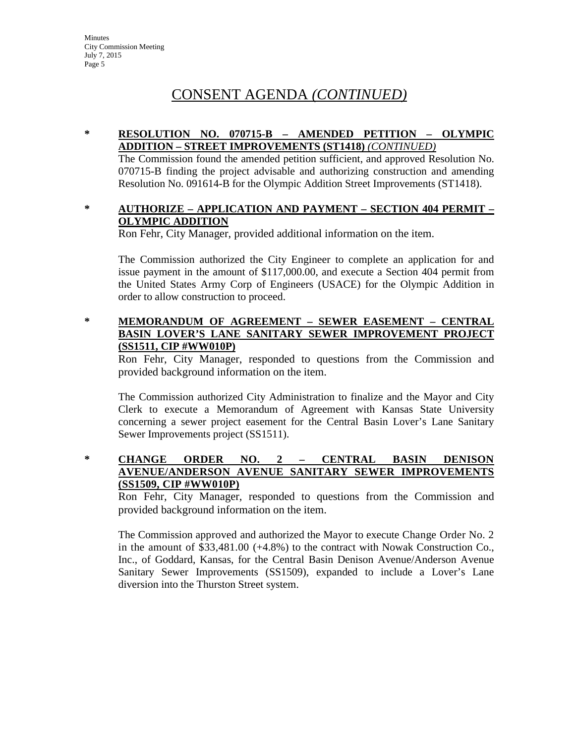## CONSENT AGENDA *(CONTINUED)*

**\* RESOLUTION NO. 070715-B – AMENDED PETITION – OLYMPIC ADDITION – STREET IMPROVEMENTS (ST1418)** ***(CONTINUED)***

The Commission found the amended petition sufficient, and approved Resolution No. 070715-B finding the project advisable and authorizing construction and amending Resolution No. 091614-B for the Olympic Addition Street Improvements (ST1418).

**\* AUTHORIZE – APPLICATION AND PAYMENT – SECTION 404 PERMIT – OLYMPIC ADDITION**

Ron Fehr, City Manager, provided additional information on the item.

The Commission authorized the City Engineer to complete an application for and issue payment in the amount of $117,000.00, and execute a Section 404 permit from the United States Army Corp of Engineers (USACE) for the Olympic Addition in order to allow construction to proceed.

**\* MEMORANDUM OF AGREEMENT – SEWER EASEMENT – CENTRAL BASIN LOVER'S LANE SANITARY SEWER IMPROVEMENT PROJECT (SS1511, CIP #WW010P)**

Ron Fehr, City Manager, responded to questions from the Commission and provided background information on the item.

The Commission authorized City Administration to finalize and the Mayor and City Clerk to execute a Memorandum of Agreement with Kansas State University concerning a sewer project easement for the Central Basin Lover's Lane Sanitary Sewer Improvements project (SS1511).

**\* CHANGE ORDER NO. 2 – CENTRAL BASIN DENISON AVENUE/ANDERSON AVENUE SANITARY SEWER IMPROVEMENTS (SS1509, CIP #WW010P)**

Ron Fehr, City Manager, responded to questions from the Commission and provided background information on the item.

The Commission approved and authorized the Mayor to execute Change Order No. 2 in the amount of $33,481.00 (+4.8%) to the contract with Nowak Construction Co., Inc., of Goddard, Kansas, for the Central Basin Denison Avenue/Anderson Avenue Sanitary Sewer Improvements (SS1509), expanded to include a Lover's Lane diversion into the Thurston Street system.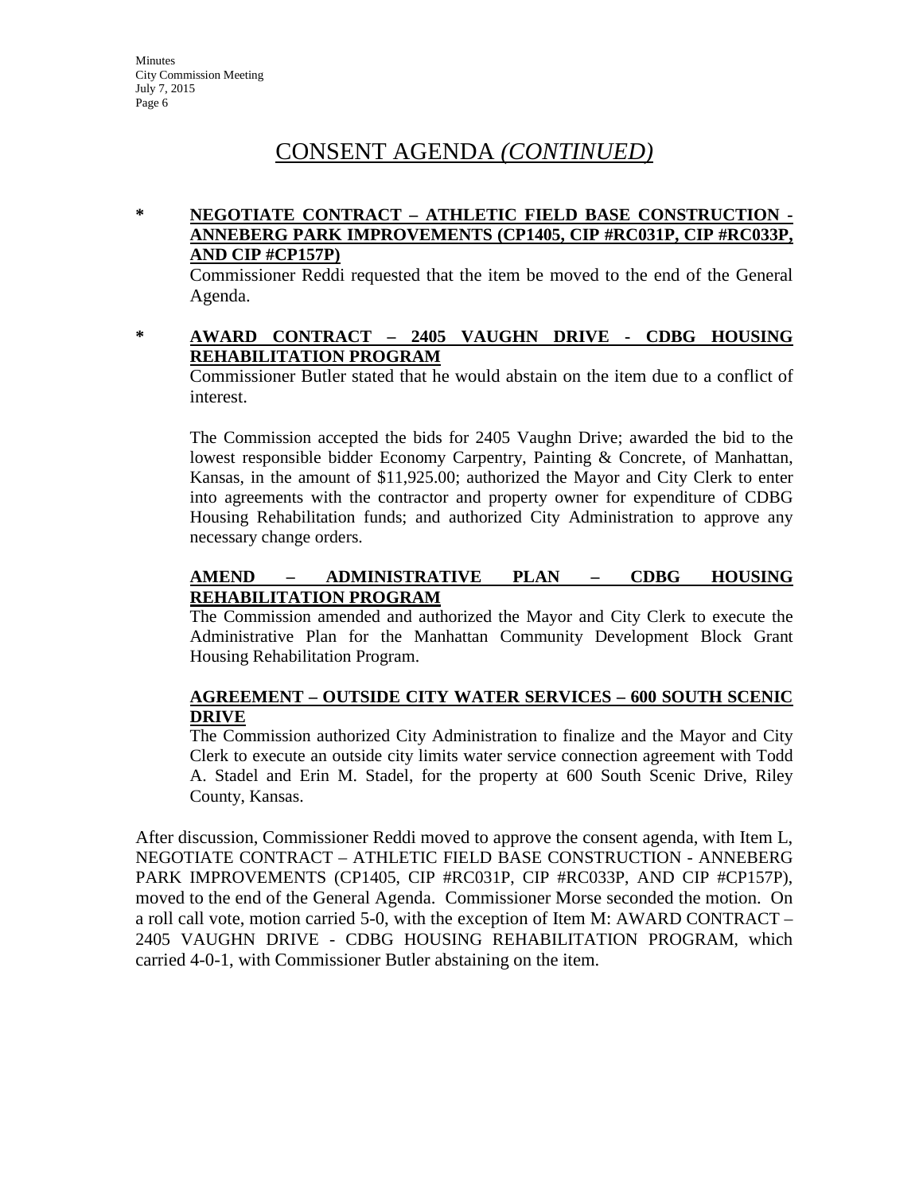# CONSENT AGENDA *(CONTINUED)*

\* **NEGOTIATE CONTRACT – ATHLETIC FIELD BASE CONSTRUCTION - ANNEBERG PARK IMPROVEMENTS (CP1405, CIP #RC031P, CIP #RC033P, AND CIP #CP157P)**

Commissioner Reddi requested that the item be moved to the end of the General Agenda.

\* **AWARD CONTRACT – 2405 VAUGHN DRIVE - CDBG HOUSING REHABILITATION PROGRAM**

Commissioner Butler stated that he would abstain on the item due to a conflict of interest.

The Commission accepted the bids for 2405 Vaughn Drive; awarded the bid to the lowest responsible bidder Economy Carpentry, Painting & Concrete, of Manhattan, Kansas, in the amount of $11,925.00; authorized the Mayor and City Clerk to enter into agreements with the contractor and property owner for expenditure of CDBG Housing Rehabilitation funds; and authorized City Administration to approve any necessary change orders.

**AMEND – ADMINISTRATIVE PLAN – CDBG HOUSING REHABILITATION PROGRAM**

The Commission amended and authorized the Mayor and City Clerk to execute the Administrative Plan for the Manhattan Community Development Block Grant Housing Rehabilitation Program.

**AGREEMENT – OUTSIDE CITY WATER SERVICES – 600 SOUTH SCENIC DRIVE**

The Commission authorized City Administration to finalize and the Mayor and City Clerk to execute an outside city limits water service connection agreement with Todd A. Stadel and Erin M. Stadel, for the property at 600 South Scenic Drive, Riley County, Kansas.

After discussion, Commissioner Reddi moved to approve the consent agenda, with Item L, NEGOTIATE CONTRACT – ATHLETIC FIELD BASE CONSTRUCTION - ANNEBERG PARK IMPROVEMENTS (CP1405, CIP #RC031P, CIP #RC033P, AND CIP #CP157P), moved to the end of the General Agenda. Commissioner Morse seconded the motion. On a roll call vote, motion carried 5-0, with the exception of Item M: AWARD CONTRACT – 2405 VAUGHN DRIVE - CDBG HOUSING REHABILITATION PROGRAM, which carried 4-0-1, with Commissioner Butler abstaining on the item.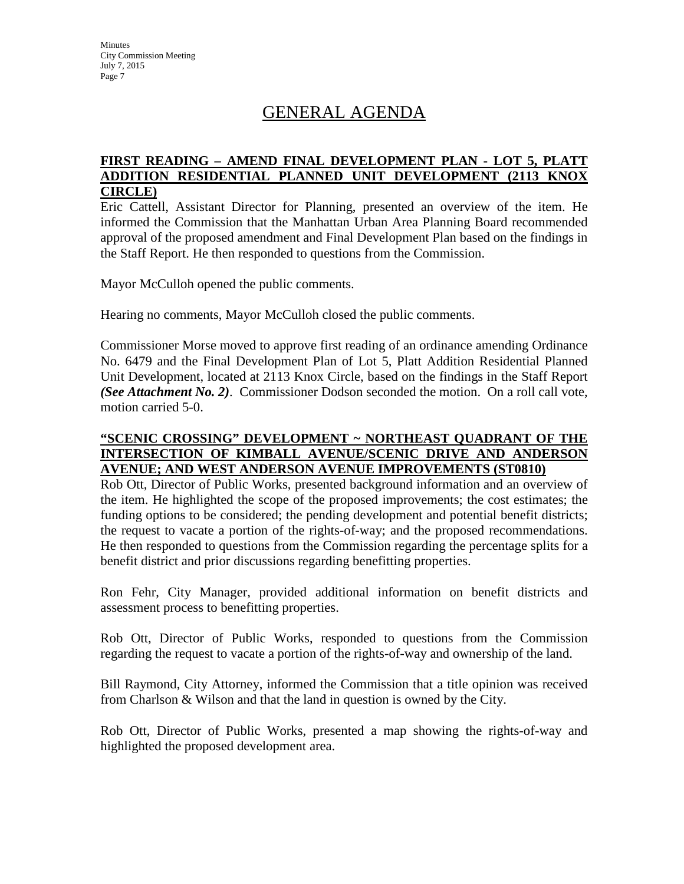# GENERAL AGENDA

**FIRST READING – AMEND FINAL DEVELOPMENT PLAN - LOT 5, PLATT ADDITION RESIDENTIAL PLANNED UNIT DEVELOPMENT (2113 KNOX CIRCLE)**

Eric Cattell, Assistant Director for Planning, presented an overview of the item. He informed the Commission that the Manhattan Urban Area Planning Board recommended approval of the proposed amendment and Final Development Plan based on the findings in the Staff Report. He then responded to questions from the Commission.

Mayor McCulloh opened the public comments.

Hearing no comments, Mayor McCulloh closed the public comments.

Commissioner Morse moved to approve first reading of an ordinance amending Ordinance No. 6479 and the Final Development Plan of Lot 5, Platt Addition Residential Planned Unit Development, located at 2113 Knox Circle, based on the findings in the Staff Report ***(See Attachment No. 2)***. Commissioner Dodson seconded the motion. On a roll call vote, motion carried 5-0.

**"SCENIC CROSSING" DEVELOPMENT ~ NORTHEAST QUADRANT OF THE INTERSECTION OF KIMBALL AVENUE/SCENIC DRIVE AND ANDERSON AVENUE; AND WEST ANDERSON AVENUE IMPROVEMENTS (ST0810)**

Rob Ott, Director of Public Works, presented background information and an overview of the item. He highlighted the scope of the proposed improvements; the cost estimates; the funding options to be considered; the pending development and potential benefit districts; the request to vacate a portion of the rights-of-way; and the proposed recommendations. He then responded to questions from the Commission regarding the percentage splits for a benefit district and prior discussions regarding benefitting properties.

Ron Fehr, City Manager, provided additional information on benefit districts and assessment process to benefitting properties.

Rob Ott, Director of Public Works, responded to questions from the Commission regarding the request to vacate a portion of the rights-of-way and ownership of the land.

Bill Raymond, City Attorney, informed the Commission that a title opinion was received from Charlson & Wilson and that the land in question is owned by the City.

Rob Ott, Director of Public Works, presented a map showing the rights-of-way and highlighted the proposed development area.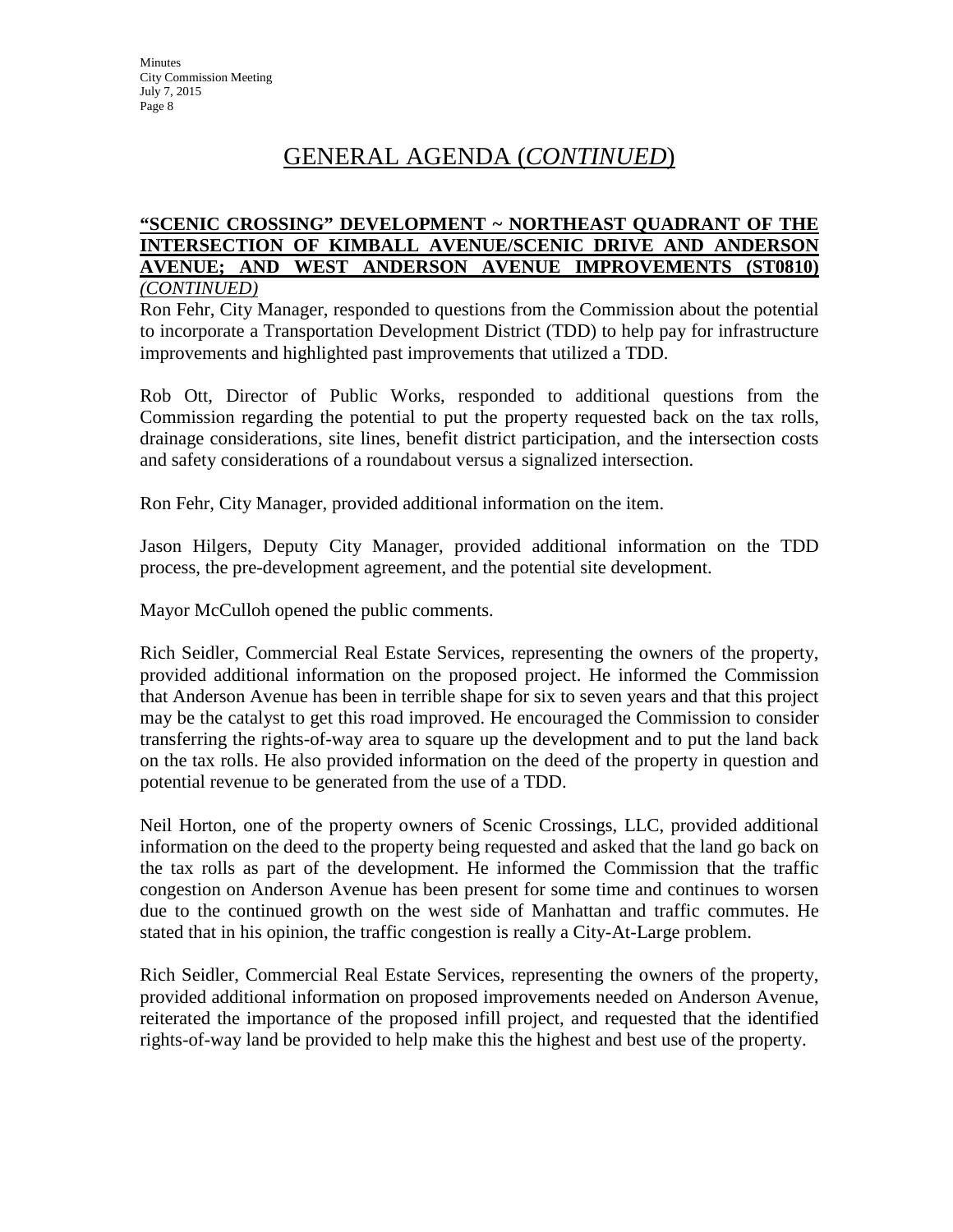# GENERAL AGENDA (*CONTINUED*)

**"SCENIC CROSSING" DEVELOPMENT ~ NORTHEAST QUADRANT OF THE INTERSECTION OF KIMBALL AVENUE/SCENIC DRIVE AND ANDERSON AVENUE; AND WEST ANDERSON AVENUE IMPROVEMENTS (ST0810)** *(CONTINUED)*

Ron Fehr, City Manager, responded to questions from the Commission about the potential to incorporate a Transportation Development District (TDD) to help pay for infrastructure improvements and highlighted past improvements that utilized a TDD.

Rob Ott, Director of Public Works, responded to additional questions from the Commission regarding the potential to put the property requested back on the tax rolls, drainage considerations, site lines, benefit district participation, and the intersection costs and safety considerations of a roundabout versus a signalized intersection.

Ron Fehr, City Manager, provided additional information on the item.

Jason Hilgers, Deputy City Manager, provided additional information on the TDD process, the pre-development agreement, and the potential site development.

Mayor McCulloh opened the public comments.

Rich Seidler, Commercial Real Estate Services, representing the owners of the property, provided additional information on the proposed project. He informed the Commission that Anderson Avenue has been in terrible shape for six to seven years and that this project may be the catalyst to get this road improved. He encouraged the Commission to consider transferring the rights-of-way area to square up the development and to put the land back on the tax rolls. He also provided information on the deed of the property in question and potential revenue to be generated from the use of a TDD.

Neil Horton, one of the property owners of Scenic Crossings, LLC, provided additional information on the deed to the property being requested and asked that the land go back on the tax rolls as part of the development. He informed the Commission that the traffic congestion on Anderson Avenue has been present for some time and continues to worsen due to the continued growth on the west side of Manhattan and traffic commutes. He stated that in his opinion, the traffic congestion is really a City-At-Large problem.

Rich Seidler, Commercial Real Estate Services, representing the owners of the property, provided additional information on proposed improvements needed on Anderson Avenue, reiterated the importance of the proposed infill project, and requested that the identified rights-of-way land be provided to help make this the highest and best use of the property.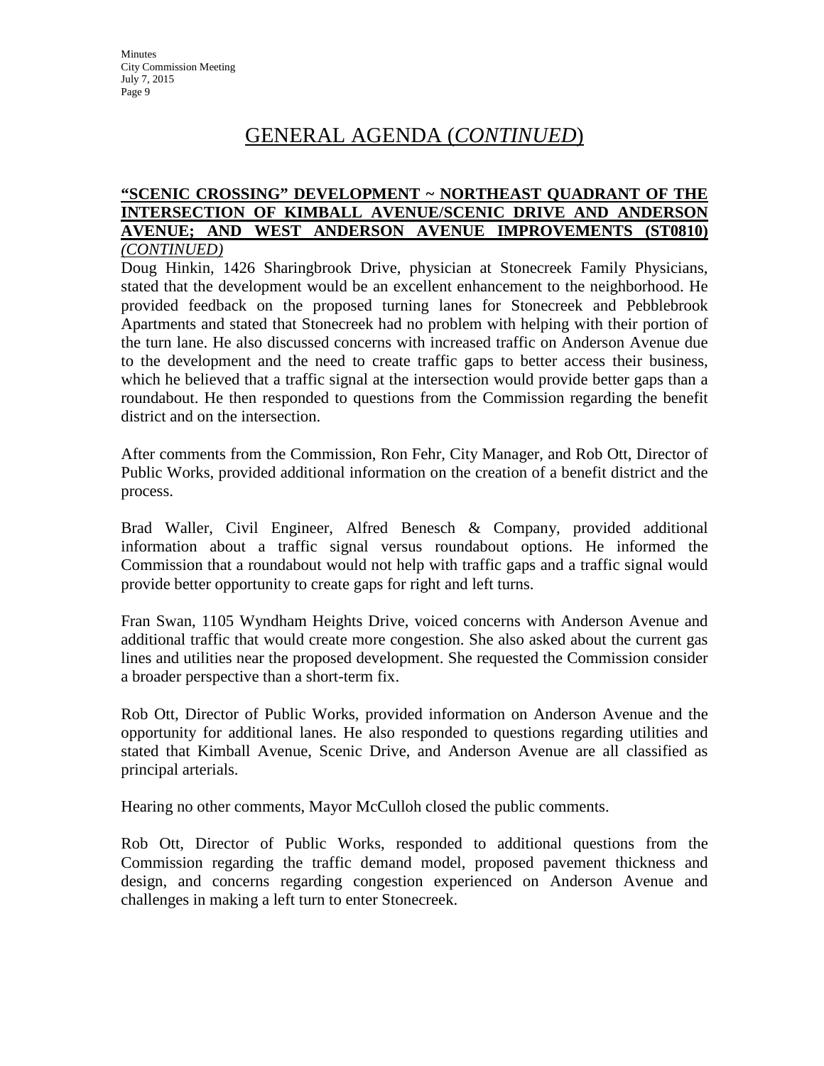# GENERAL AGENDA (*CONTINUED*)

**"SCENIC CROSSING" DEVELOPMENT ~ NORTHEAST QUADRANT OF THE INTERSECTION OF KIMBALL AVENUE/SCENIC DRIVE AND ANDERSON AVENUE; AND WEST ANDERSON AVENUE IMPROVEMENTS (ST0810)** *(CONTINUED)*

Doug Hinkin, 1426 Sharingbrook Drive, physician at Stonecreek Family Physicians, stated that the development would be an excellent enhancement to the neighborhood. He provided feedback on the proposed turning lanes for Stonecreek and Pebblebrook Apartments and stated that Stonecreek had no problem with helping with their portion of the turn lane. He also discussed concerns with increased traffic on Anderson Avenue due to the development and the need to create traffic gaps to better access their business, which he believed that a traffic signal at the intersection would provide better gaps than a roundabout. He then responded to questions from the Commission regarding the benefit district and on the intersection.

After comments from the Commission, Ron Fehr, City Manager, and Rob Ott, Director of Public Works, provided additional information on the creation of a benefit district and the process.

Brad Waller, Civil Engineer, Alfred Benesch & Company, provided additional information about a traffic signal versus roundabout options. He informed the Commission that a roundabout would not help with traffic gaps and a traffic signal would provide better opportunity to create gaps for right and left turns.

Fran Swan, 1105 Wyndham Heights Drive, voiced concerns with Anderson Avenue and additional traffic that would create more congestion. She also asked about the current gas lines and utilities near the proposed development. She requested the Commission consider a broader perspective than a short-term fix.

Rob Ott, Director of Public Works, provided information on Anderson Avenue and the opportunity for additional lanes. He also responded to questions regarding utilities and stated that Kimball Avenue, Scenic Drive, and Anderson Avenue are all classified as principal arterials.

Hearing no other comments, Mayor McCulloh closed the public comments.

Rob Ott, Director of Public Works, responded to additional questions from the Commission regarding the traffic demand model, proposed pavement thickness and design, and concerns regarding congestion experienced on Anderson Avenue and challenges in making a left turn to enter Stonecreek.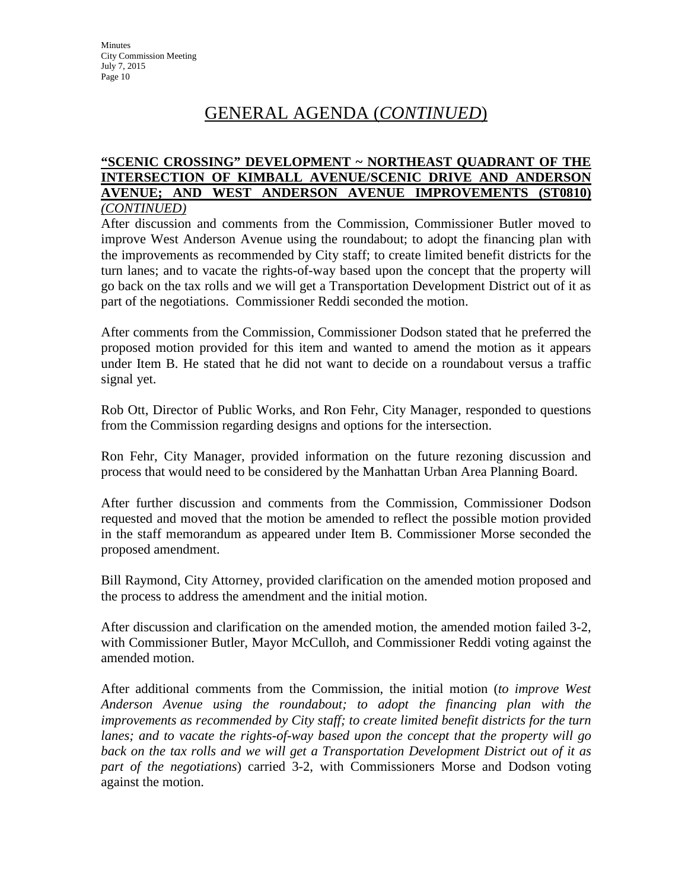## GENERAL AGENDA (*CONTINUED*)

**"SCENIC CROSSING" DEVELOPMENT ~ NORTHEAST QUADRANT OF THE INTERSECTION OF KIMBALL AVENUE/SCENIC DRIVE AND ANDERSON AVENUE; AND WEST ANDERSON AVENUE IMPROVEMENTS (ST0810)** *(CONTINUED)*

After discussion and comments from the Commission, Commissioner Butler moved to improve West Anderson Avenue using the roundabout; to adopt the financing plan with the improvements as recommended by City staff; to create limited benefit districts for the turn lanes; and to vacate the rights-of-way based upon the concept that the property will go back on the tax rolls and we will get a Transportation Development District out of it as part of the negotiations. Commissioner Reddi seconded the motion.

After comments from the Commission, Commissioner Dodson stated that he preferred the proposed motion provided for this item and wanted to amend the motion as it appears under Item B. He stated that he did not want to decide on a roundabout versus a traffic signal yet.

Rob Ott, Director of Public Works, and Ron Fehr, City Manager, responded to questions from the Commission regarding designs and options for the intersection.

Ron Fehr, City Manager, provided information on the future rezoning discussion and process that would need to be considered by the Manhattan Urban Area Planning Board.

After further discussion and comments from the Commission, Commissioner Dodson requested and moved that the motion be amended to reflect the possible motion provided in the staff memorandum as appeared under Item B. Commissioner Morse seconded the proposed amendment.

Bill Raymond, City Attorney, provided clarification on the amended motion proposed and the process to address the amendment and the initial motion.

After discussion and clarification on the amended motion, the amended motion failed 3-2, with Commissioner Butler, Mayor McCulloh, and Commissioner Reddi voting against the amended motion.

After additional comments from the Commission, the initial motion (*to improve West Anderson Avenue using the roundabout; to adopt the financing plan with the improvements as recommended by City staff; to create limited benefit districts for the turn lanes; and to vacate the rights-of-way based upon the concept that the property will go back on the tax rolls and we will get a Transportation Development District out of it as part of the negotiations*) carried 3-2, with Commissioners Morse and Dodson voting against the motion.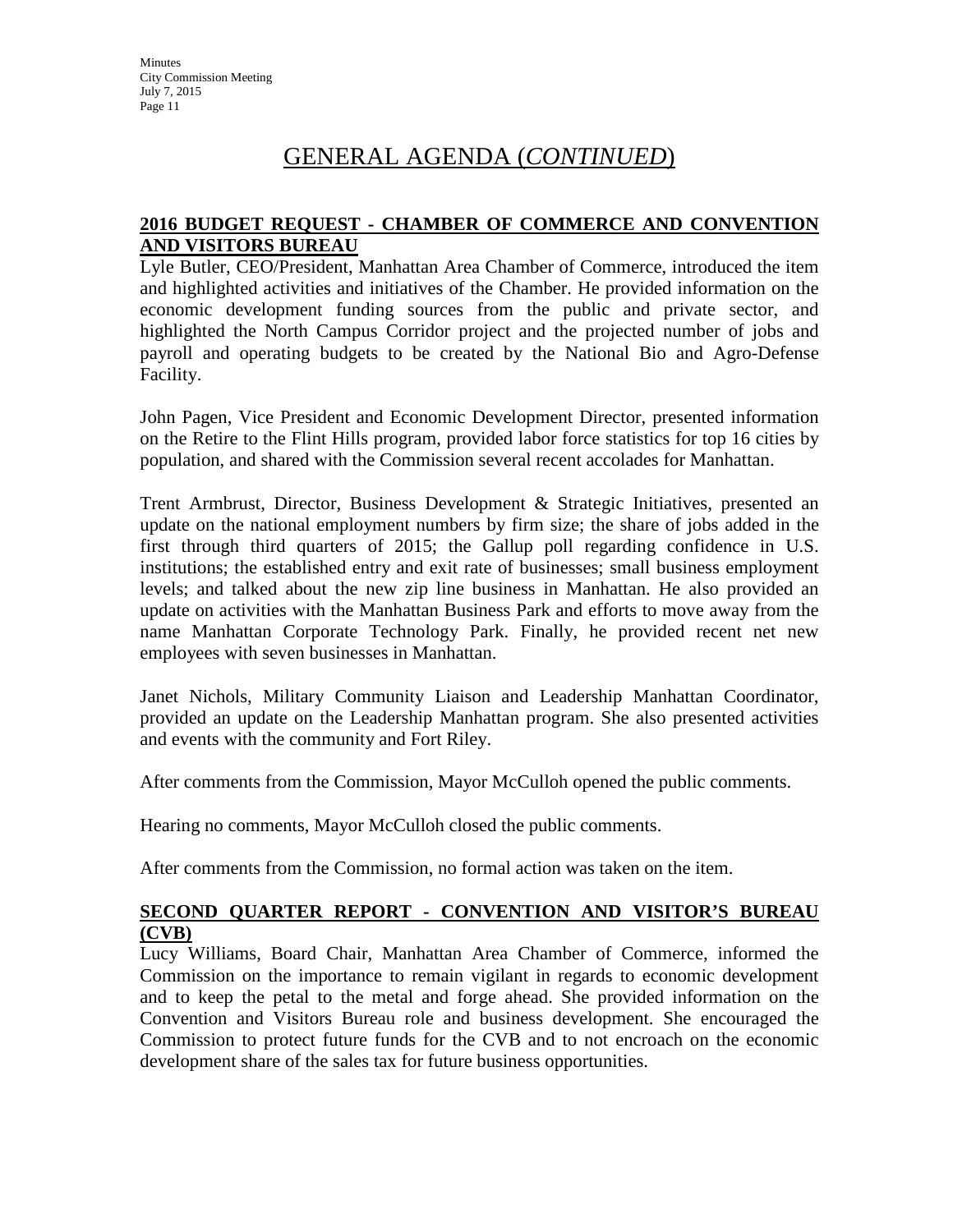# GENERAL AGENDA (*CONTINUED*)

## **2016 BUDGET REQUEST - CHAMBER OF COMMERCE AND CONVENTION AND VISITORS BUREAU**

Lyle Butler, CEO/President, Manhattan Area Chamber of Commerce, introduced the item and highlighted activities and initiatives of the Chamber. He provided information on the economic development funding sources from the public and private sector, and highlighted the North Campus Corridor project and the projected number of jobs and payroll and operating budgets to be created by the National Bio and Agro-Defense Facility.

John Pagen, Vice President and Economic Development Director, presented information on the Retire to the Flint Hills program, provided labor force statistics for top 16 cities by population, and shared with the Commission several recent accolades for Manhattan.

Trent Armbrust, Director, Business Development & Strategic Initiatives, presented an update on the national employment numbers by firm size; the share of jobs added in the first through third quarters of 2015; the Gallup poll regarding confidence in U.S. institutions; the established entry and exit rate of businesses; small business employment levels; and talked about the new zip line business in Manhattan. He also provided an update on activities with the Manhattan Business Park and efforts to move away from the name Manhattan Corporate Technology Park. Finally, he provided recent net new employees with seven businesses in Manhattan.

Janet Nichols, Military Community Liaison and Leadership Manhattan Coordinator, provided an update on the Leadership Manhattan program. She also presented activities and events with the community and Fort Riley.

After comments from the Commission, Mayor McCulloh opened the public comments.

Hearing no comments, Mayor McCulloh closed the public comments.

After comments from the Commission, no formal action was taken on the item.

## **SECOND QUARTER REPORT - CONVENTION AND VISITOR'S BUREAU (CVB)**

Lucy Williams, Board Chair, Manhattan Area Chamber of Commerce, informed the Commission on the importance to remain vigilant in regards to economic development and to keep the petal to the metal and forge ahead. She provided information on the Convention and Visitors Bureau role and business development. She encouraged the Commission to protect future funds for the CVB and to not encroach on the economic development share of the sales tax for future business opportunities.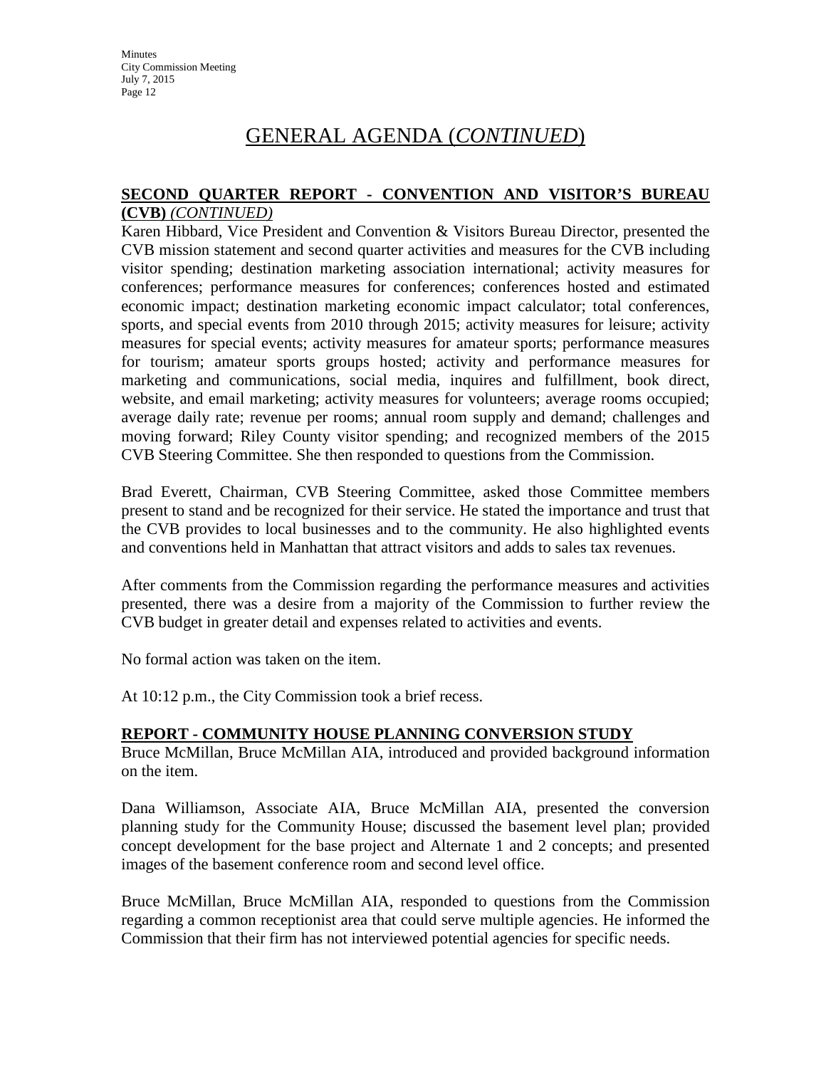# GENERAL AGENDA (*CONTINUED*)

**SECOND QUARTER REPORT - CONVENTION AND VISITOR'S BUREAU (CVB)** ***(CONTINUED)***

Karen Hibbard, Vice President and Convention & Visitors Bureau Director, presented the CVB mission statement and second quarter activities and measures for the CVB including visitor spending; destination marketing association international; activity measures for conferences; performance measures for conferences; conferences hosted and estimated economic impact; destination marketing economic impact calculator; total conferences, sports, and special events from 2010 through 2015; activity measures for leisure; activity measures for special events; activity measures for amateur sports; performance measures for tourism; amateur sports groups hosted; activity and performance measures for marketing and communications, social media, inquires and fulfillment, book direct, website, and email marketing; activity measures for volunteers; average rooms occupied; average daily rate; revenue per rooms; annual room supply and demand; challenges and moving forward; Riley County visitor spending; and recognized members of the 2015 CVB Steering Committee. She then responded to questions from the Commission.

Brad Everett, Chairman, CVB Steering Committee, asked those Committee members present to stand and be recognized for their service. He stated the importance and trust that the CVB provides to local businesses and to the community. He also highlighted events and conventions held in Manhattan that attract visitors and adds to sales tax revenues.

After comments from the Commission regarding the performance measures and activities presented, there was a desire from a majority of the Commission to further review the CVB budget in greater detail and expenses related to activities and events.

No formal action was taken on the item.

At 10:12 p.m., the City Commission took a brief recess.

**REPORT - COMMUNITY HOUSE PLANNING CONVERSION STUDY**

Bruce McMillan, Bruce McMillan AIA, introduced and provided background information on the item.

Dana Williamson, Associate AIA, Bruce McMillan AIA, presented the conversion planning study for the Community House; discussed the basement level plan; provided concept development for the base project and Alternate 1 and 2 concepts; and presented images of the basement conference room and second level office.

Bruce McMillan, Bruce McMillan AIA, responded to questions from the Commission regarding a common receptionist area that could serve multiple agencies. He informed the Commission that their firm has not interviewed potential agencies for specific needs.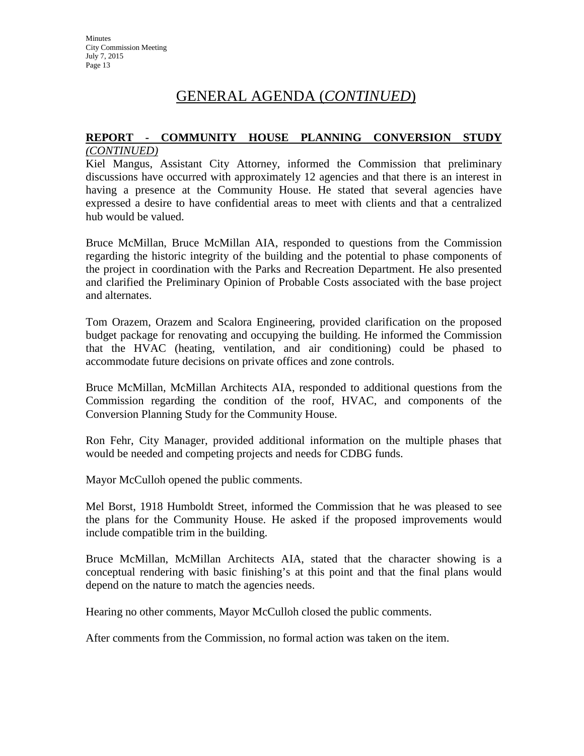## GENERAL AGENDA (*CONTINUED*)

**REPORT - COMMUNITY HOUSE PLANNING CONVERSION STUDY** *(CONTINUED)*

Kiel Mangus, Assistant City Attorney, informed the Commission that preliminary discussions have occurred with approximately 12 agencies and that there is an interest in having a presence at the Community House. He stated that several agencies have expressed a desire to have confidential areas to meet with clients and that a centralized hub would be valued.

Bruce McMillan, Bruce McMillan AIA, responded to questions from the Commission regarding the historic integrity of the building and the potential to phase components of the project in coordination with the Parks and Recreation Department. He also presented and clarified the Preliminary Opinion of Probable Costs associated with the base project and alternates.

Tom Orazem, Orazem and Scalora Engineering, provided clarification on the proposed budget package for renovating and occupying the building. He informed the Commission that the HVAC (heating, ventilation, and air conditioning) could be phased to accommodate future decisions on private offices and zone controls.

Bruce McMillan, McMillan Architects AIA, responded to additional questions from the Commission regarding the condition of the roof, HVAC, and components of the Conversion Planning Study for the Community House.

Ron Fehr, City Manager, provided additional information on the multiple phases that would be needed and competing projects and needs for CDBG funds.

Mayor McCulloh opened the public comments.

Mel Borst, 1918 Humboldt Street, informed the Commission that he was pleased to see the plans for the Community House. He asked if the proposed improvements would include compatible trim in the building.

Bruce McMillan, McMillan Architects AIA, stated that the character showing is a conceptual rendering with basic finishing's at this point and that the final plans would depend on the nature to match the agencies needs.

Hearing no other comments, Mayor McCulloh closed the public comments.

After comments from the Commission, no formal action was taken on the item.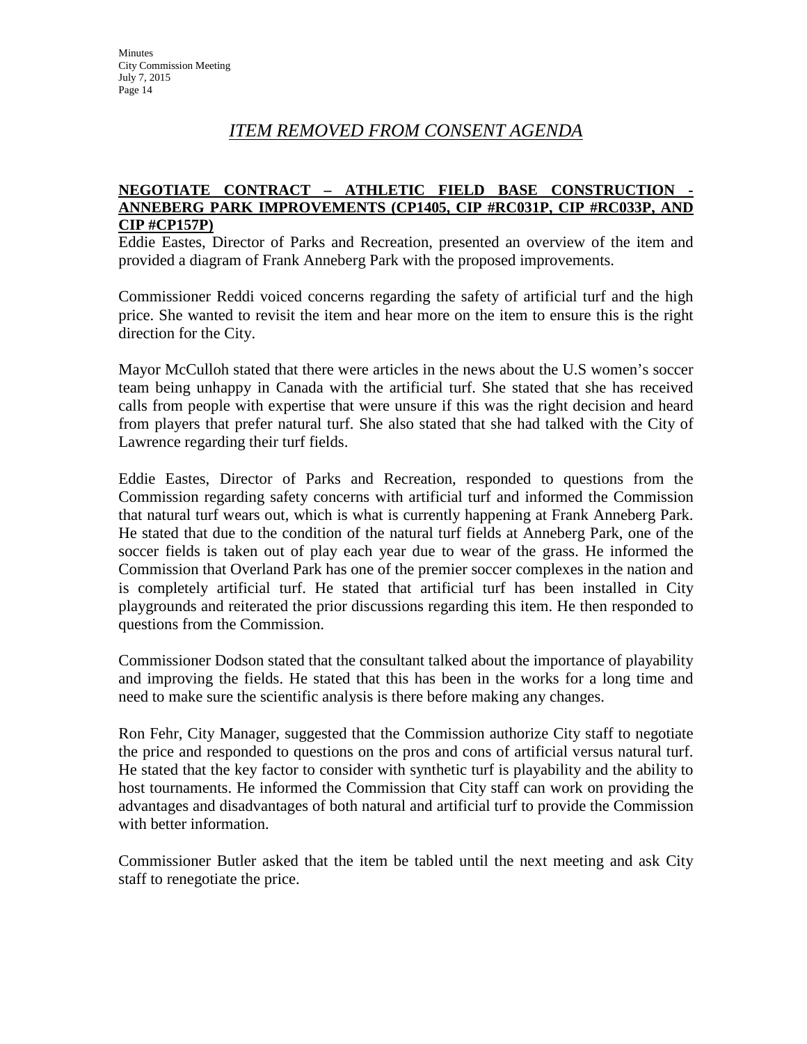## *ITEM REMOVED FROM CONSENT AGENDA*

**NEGOTIATE CONTRACT – ATHLETIC FIELD BASE CONSTRUCTION - ANNEBERG PARK IMPROVEMENTS (CP1405, CIP #RC031P, CIP #RC033P, AND CIP #CP157P)**

Eddie Eastes, Director of Parks and Recreation, presented an overview of the item and provided a diagram of Frank Anneberg Park with the proposed improvements.

Commissioner Reddi voiced concerns regarding the safety of artificial turf and the high price. She wanted to revisit the item and hear more on the item to ensure this is the right direction for the City.

Mayor McCulloh stated that there were articles in the news about the U.S women's soccer team being unhappy in Canada with the artificial turf. She stated that she has received calls from people with expertise that were unsure if this was the right decision and heard from players that prefer natural turf. She also stated that she had talked with the City of Lawrence regarding their turf fields.

Eddie Eastes, Director of Parks and Recreation, responded to questions from the Commission regarding safety concerns with artificial turf and informed the Commission that natural turf wears out, which is what is currently happening at Frank Anneberg Park. He stated that due to the condition of the natural turf fields at Anneberg Park, one of the soccer fields is taken out of play each year due to wear of the grass. He informed the Commission that Overland Park has one of the premier soccer complexes in the nation and is completely artificial turf. He stated that artificial turf has been installed in City playgrounds and reiterated the prior discussions regarding this item. He then responded to questions from the Commission.

Commissioner Dodson stated that the consultant talked about the importance of playability and improving the fields. He stated that this has been in the works for a long time and need to make sure the scientific analysis is there before making any changes.

Ron Fehr, City Manager, suggested that the Commission authorize City staff to negotiate the price and responded to questions on the pros and cons of artificial versus natural turf. He stated that the key factor to consider with synthetic turf is playability and the ability to host tournaments. He informed the Commission that City staff can work on providing the advantages and disadvantages of both natural and artificial turf to provide the Commission with better information.

Commissioner Butler asked that the item be tabled until the next meeting and ask City staff to renegotiate the price.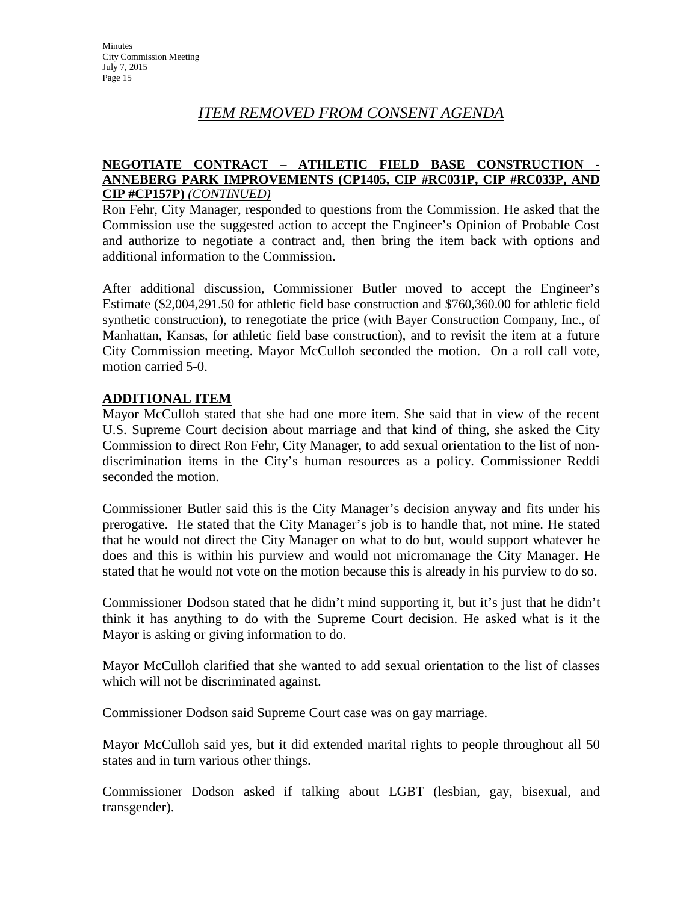## *ITEM REMOVED FROM CONSENT AGENDA*

**NEGOTIATE CONTRACT – ATHLETIC FIELD BASE CONSTRUCTION - ANNEBERG PARK IMPROVEMENTS (CP1405, CIP #RC031P, CIP #RC033P, AND CIP #CP157P)** *(CONTINUED)*

Ron Fehr, City Manager, responded to questions from the Commission. He asked that the Commission use the suggested action to accept the Engineer's Opinion of Probable Cost and authorize to negotiate a contract and, then bring the item back with options and additional information to the Commission.

After additional discussion, Commissioner Butler moved to accept the Engineer's Estimate ($2,004,291.50 for athletic field base construction and $760,360.00 for athletic field synthetic construction), to renegotiate the price (with Bayer Construction Company, Inc., of Manhattan, Kansas, for athletic field base construction), and to revisit the item at a future City Commission meeting. Mayor McCulloh seconded the motion. On a roll call vote, motion carried 5-0.

**ADDITIONAL ITEM**

Mayor McCulloh stated that she had one more item. She said that in view of the recent U.S. Supreme Court decision about marriage and that kind of thing, she asked the City Commission to direct Ron Fehr, City Manager, to add sexual orientation to the list of non-discrimination items in the City's human resources as a policy. Commissioner Reddi seconded the motion.

Commissioner Butler said this is the City Manager's decision anyway and fits under his prerogative. He stated that the City Manager's job is to handle that, not mine. He stated that he would not direct the City Manager on what to do but, would support whatever he does and this is within his purview and would not micromanage the City Manager. He stated that he would not vote on the motion because this is already in his purview to do so.

Commissioner Dodson stated that he didn't mind supporting it, but it's just that he didn't think it has anything to do with the Supreme Court decision. He asked what is it the Mayor is asking or giving information to do.

Mayor McCulloh clarified that she wanted to add sexual orientation to the list of classes which will not be discriminated against.

Commissioner Dodson said Supreme Court case was on gay marriage.

Mayor McCulloh said yes, but it did extended marital rights to people throughout all 50 states and in turn various other things.

Commissioner Dodson asked if talking about LGBT (lesbian, gay, bisexual, and transgender).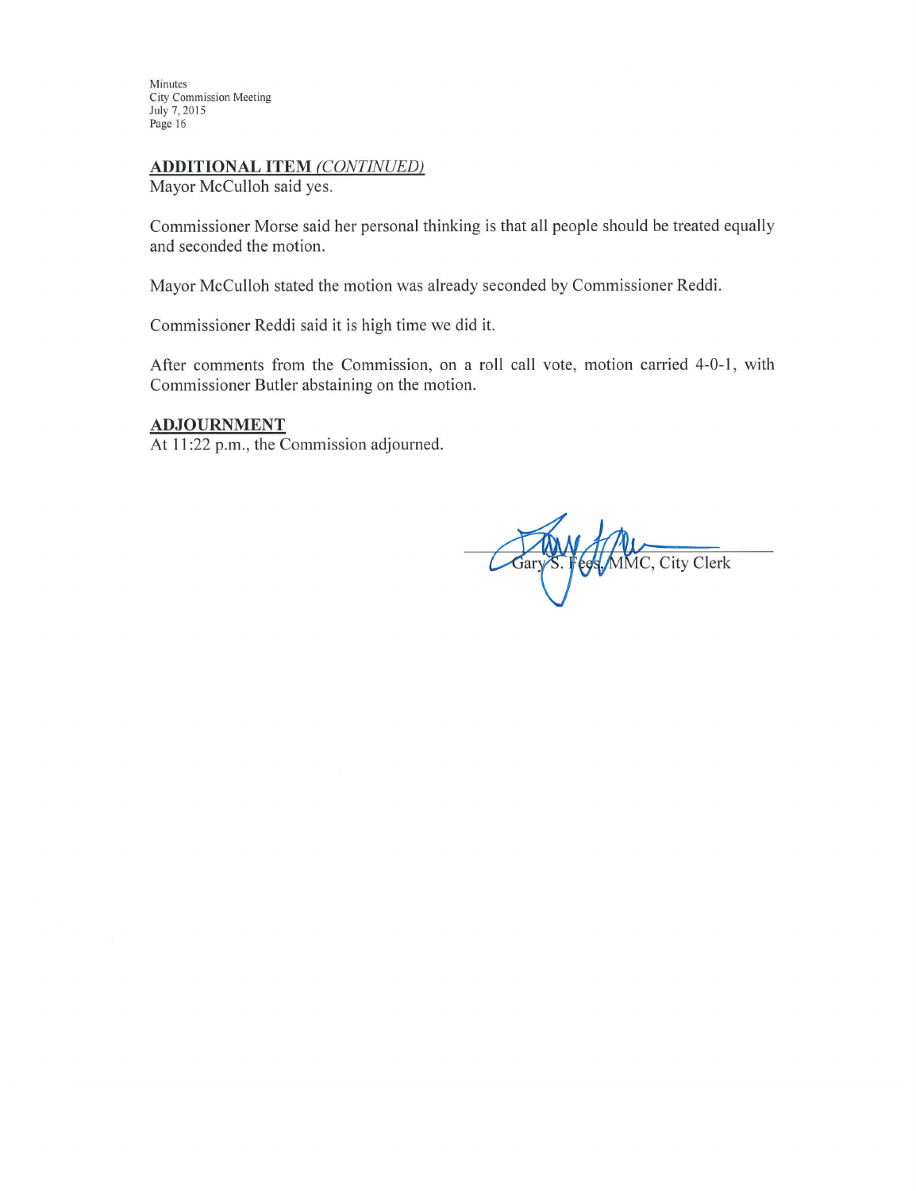**ADDITIONAL ITEM** *(CONTINUED)*

Mayor McCulloh said yes.

Commissioner Morse said her personal thinking is that all people should be treated equally and seconded the motion.

Mayor McCulloh stated the motion was already seconded by Commissioner Reddi.

Commissioner Reddi said it is high time we did it.

After comments from the Commission, on a roll call vote, motion carried 4-0-1, with Commissioner Butler abstaining on the motion.

**ADJOURNMENT**

At 11:22 p.m., the Commission adjourned.

Gary S. Fees, MMC, City Clerk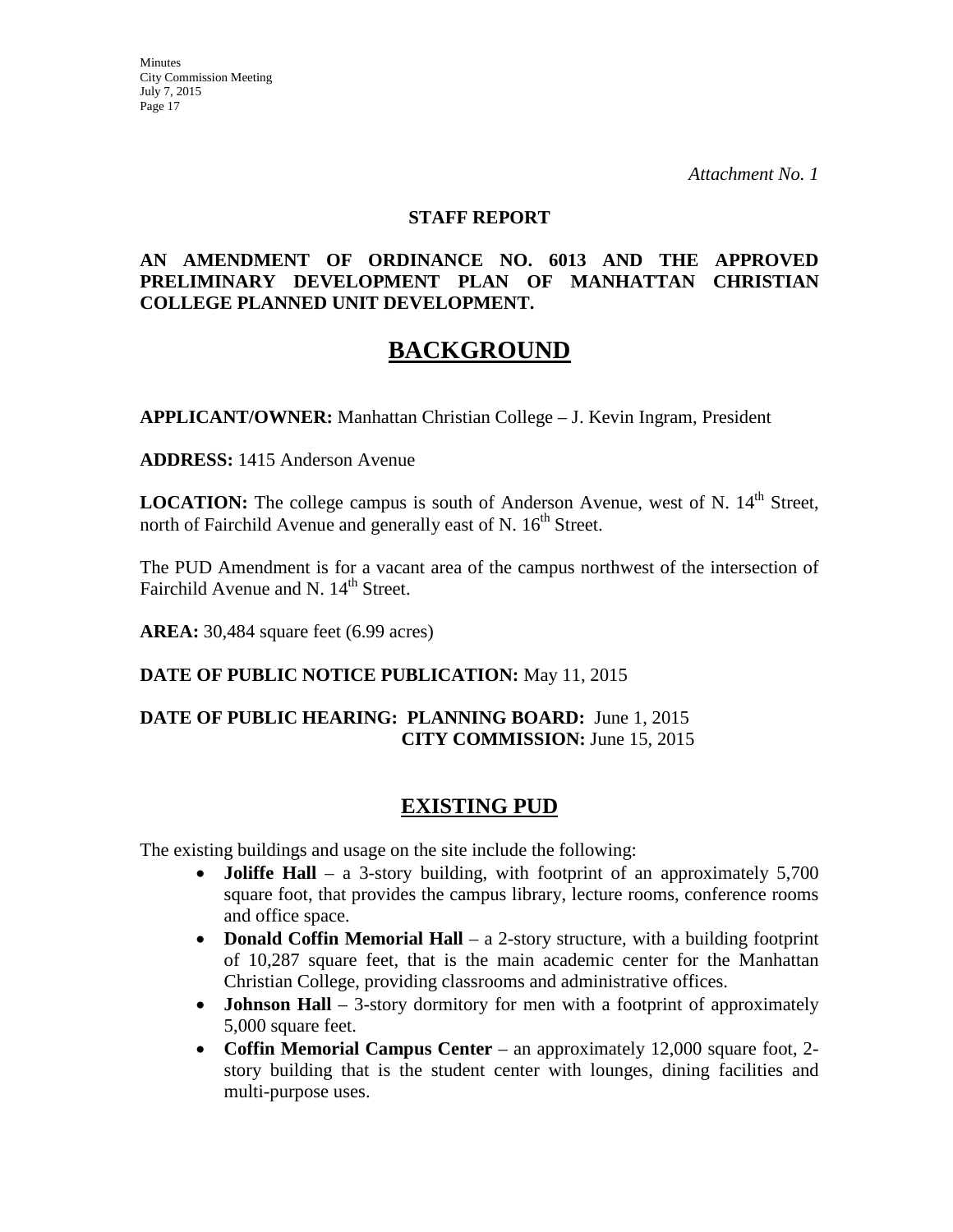*Attachment No. 1*

**STAFF REPORT**

**AN AMENDMENT OF ORDINANCE NO. 6013 AND THE APPROVED PRELIMINARY DEVELOPMENT PLAN OF MANHATTAN CHRISTIAN COLLEGE PLANNED UNIT DEVELOPMENT.**

# BACKGROUND

**APPLICANT/OWNER:** Manhattan Christian College – J. Kevin Ingram, President

**ADDRESS:** 1415 Anderson Avenue

**LOCATION:** The college campus is south of Anderson Avenue, west of N. 14th Street, north of Fairchild Avenue and generally east of N. 16th Street.

The PUD Amendment is for a vacant area of the campus northwest of the intersection of Fairchild Avenue and N. 14th Street.

**AREA:** 30,484 square feet (6.99 acres)

**DATE OF PUBLIC NOTICE PUBLICATION:** May 11, 2015

**DATE OF PUBLIC HEARING: PLANNING BOARD:** June 1, 2015
**CITY COMMISSION:** June 15, 2015

## EXISTING PUD

The existing buildings and usage on the site include the following:

- **Joliffe Hall** – a 3-story building, with footprint of an approximately 5,700 square foot, that provides the campus library, lecture rooms, conference rooms and office space.
- **Donald Coffin Memorial Hall** – a 2-story structure, with a building footprint of 10,287 square feet, that is the main academic center for the Manhattan Christian College, providing classrooms and administrative offices.
- **Johnson Hall** – 3-story dormitory for men with a footprint of approximately 5,000 square feet.
- **Coffin Memorial Campus Center** – an approximately 12,000 square foot, 2-story building that is the student center with lounges, dining facilities and multi-purpose uses.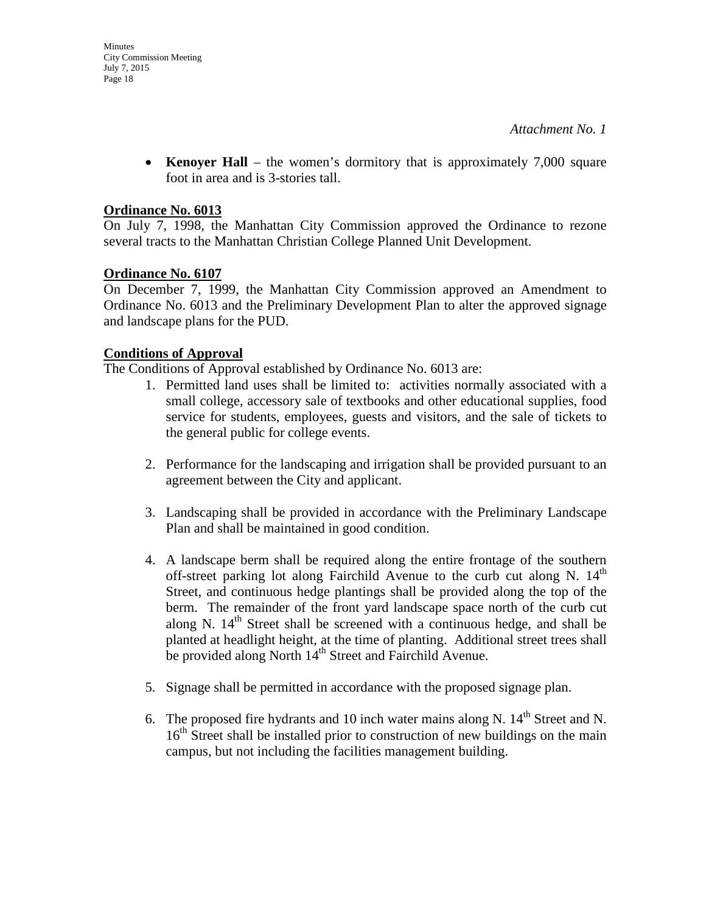*Attachment No. 1*

- **Kenoyer Hall** – the women's dormitory that is approximately 7,000 square foot in area and is 3-stories tall.

**Ordinance No. 6013**

On July 7, 1998, the Manhattan City Commission approved the Ordinance to rezone several tracts to the Manhattan Christian College Planned Unit Development.

**Ordinance No. 6107**

On December 7, 1999, the Manhattan City Commission approved an Amendment to Ordinance No. 6013 and the Preliminary Development Plan to alter the approved signage and landscape plans for the PUD.

**Conditions of Approval**

The Conditions of Approval established by Ordinance No. 6013 are:

1. Permitted land uses shall be limited to: activities normally associated with a small college, accessory sale of textbooks and other educational supplies, food service for students, employees, guests and visitors, and the sale of tickets to the general public for college events.

2. Performance for the landscaping and irrigation shall be provided pursuant to an agreement between the City and applicant.

3. Landscaping shall be provided in accordance with the Preliminary Landscape Plan and shall be maintained in good condition.

4. A landscape berm shall be required along the entire frontage of the southern off-street parking lot along Fairchild Avenue to the curb cut along N. 14th Street, and continuous hedge plantings shall be provided along the top of the berm. The remainder of the front yard landscape space north of the curb cut along N. 14th Street shall be screened with a continuous hedge, and shall be planted at headlight height, at the time of planting. Additional street trees shall be provided along North 14th Street and Fairchild Avenue.

5. Signage shall be permitted in accordance with the proposed signage plan.

6. The proposed fire hydrants and 10 inch water mains along N. 14th Street and N. 16th Street shall be installed prior to construction of new buildings on the main campus, but not including the facilities management building.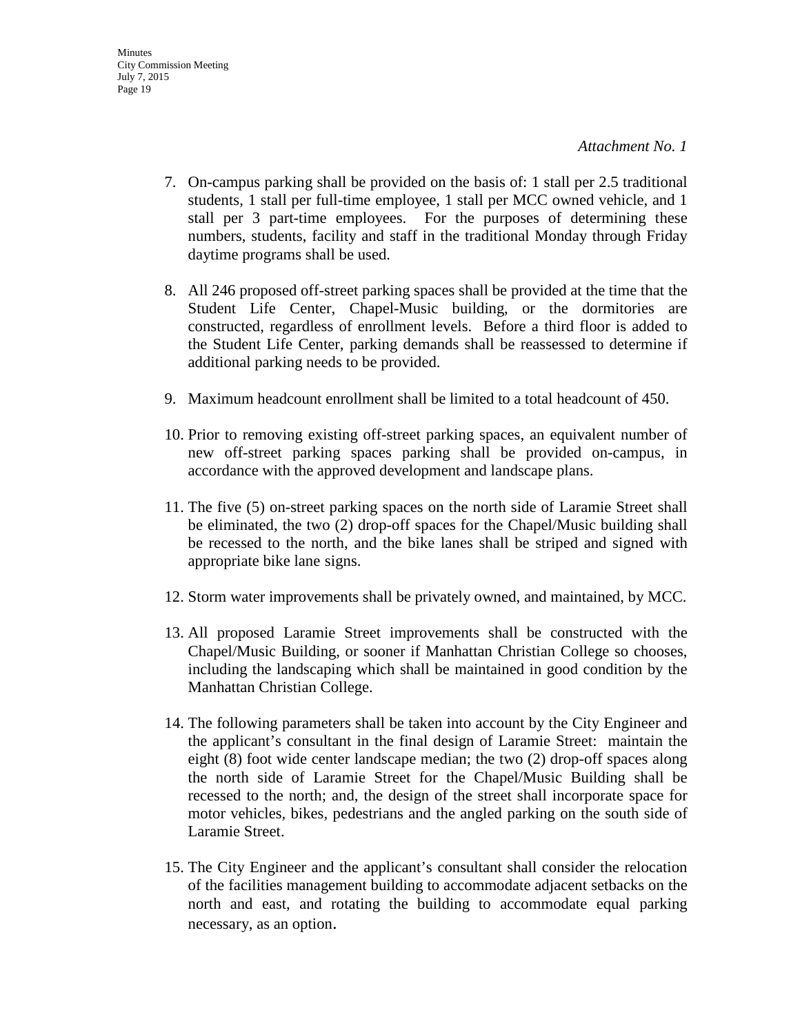*Attachment No. 1*

7. On-campus parking shall be provided on the basis of: 1 stall per 2.5 traditional students, 1 stall per full-time employee, 1 stall per MCC owned vehicle, and 1 stall per 3 part-time employees. For the purposes of determining these numbers, students, facility and staff in the traditional Monday through Friday daytime programs shall be used.

8. All 246 proposed off-street parking spaces shall be provided at the time that the Student Life Center, Chapel-Music building, or the dormitories are constructed, regardless of enrollment levels. Before a third floor is added to the Student Life Center, parking demands shall be reassessed to determine if additional parking needs to be provided.

9. Maximum headcount enrollment shall be limited to a total headcount of 450.

10. Prior to removing existing off-street parking spaces, an equivalent number of new off-street parking spaces parking shall be provided on-campus, in accordance with the approved development and landscape plans.

11. The five (5) on-street parking spaces on the north side of Laramie Street shall be eliminated, the two (2) drop-off spaces for the Chapel/Music building shall be recessed to the north, and the bike lanes shall be striped and signed with appropriate bike lane signs.

12. Storm water improvements shall be privately owned, and maintained, by MCC.

13. All proposed Laramie Street improvements shall be constructed with the Chapel/Music Building, or sooner if Manhattan Christian College so chooses, including the landscaping which shall be maintained in good condition by the Manhattan Christian College.

14. The following parameters shall be taken into account by the City Engineer and the applicant's consultant in the final design of Laramie Street: maintain the eight (8) foot wide center landscape median; the two (2) drop-off spaces along the north side of Laramie Street for the Chapel/Music Building shall be recessed to the north; and, the design of the street shall incorporate space for motor vehicles, bikes, pedestrians and the angled parking on the south side of Laramie Street.

15. The City Engineer and the applicant's consultant shall consider the relocation of the facilities management building to accommodate adjacent setbacks on the north and east, and rotating the building to accommodate equal parking necessary, as an option.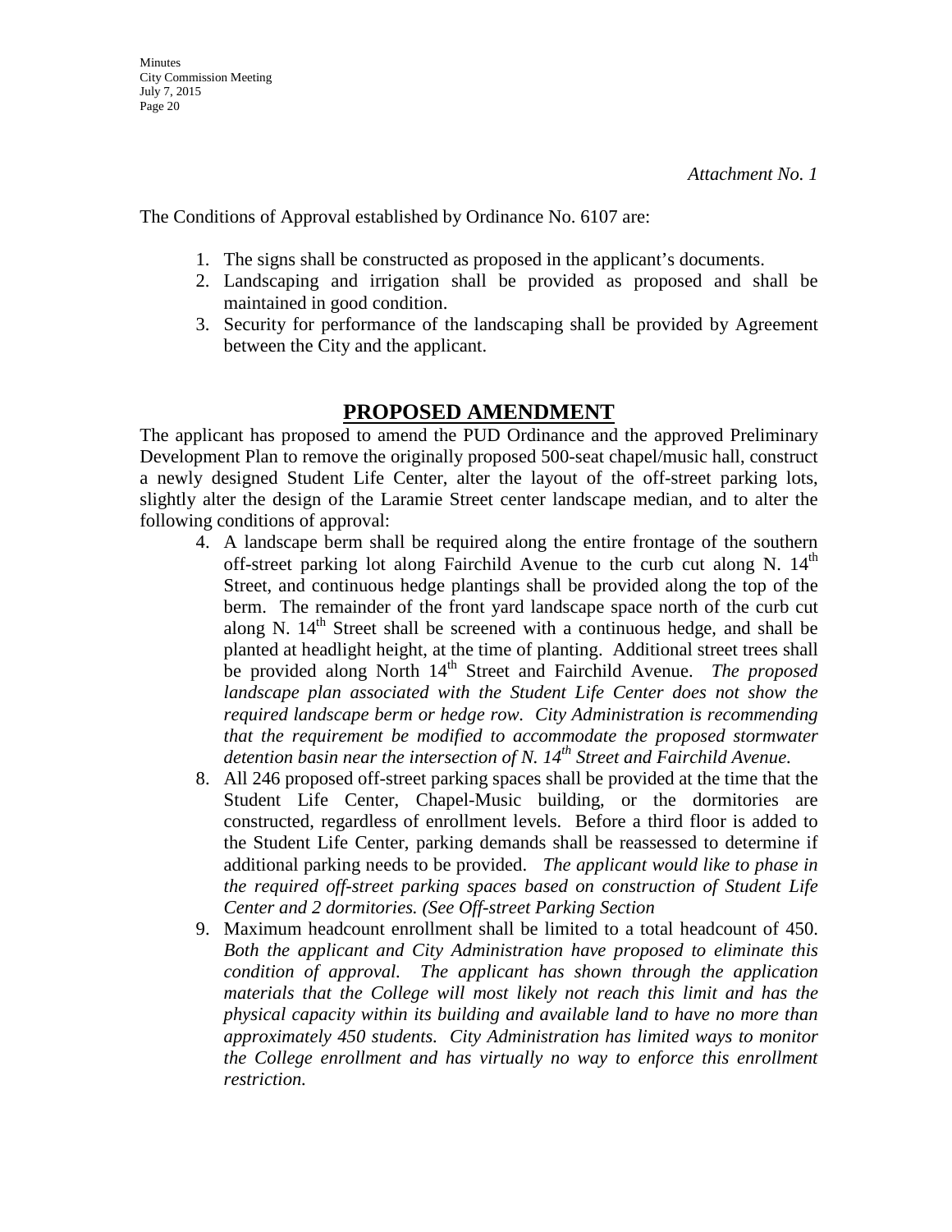*Attachment No. 1*

The Conditions of Approval established by Ordinance No. 6107 are:

1. The signs shall be constructed as proposed in the applicant's documents.
2. Landscaping and irrigation shall be provided as proposed and shall be maintained in good condition.
3. Security for performance of the landscaping shall be provided by Agreement between the City and the applicant.

## PROPOSED AMENDMENT

The applicant has proposed to amend the PUD Ordinance and the approved Preliminary Development Plan to remove the originally proposed 500-seat chapel/music hall, construct a newly designed Student Life Center, alter the layout of the off-street parking lots, slightly alter the design of the Laramie Street center landscape median, and to alter the following conditions of approval:

4. A landscape berm shall be required along the entire frontage of the southern off-street parking lot along Fairchild Avenue to the curb cut along N. 14th Street, and continuous hedge plantings shall be provided along the top of the berm. The remainder of the front yard landscape space north of the curb cut along N. 14th Street shall be screened with a continuous hedge, and shall be planted at headlight height, at the time of planting. Additional street trees shall be provided along North 14th Street and Fairchild Avenue. *The proposed landscape plan associated with the Student Life Center does not show the required landscape berm or hedge row. City Administration is recommending that the requirement be modified to accommodate the proposed stormwater detention basin near the intersection of N. 14th Street and Fairchild Avenue.*
8. All 246 proposed off-street parking spaces shall be provided at the time that the Student Life Center, Chapel-Music building, or the dormitories are constructed, regardless of enrollment levels. Before a third floor is added to the Student Life Center, parking demands shall be reassessed to determine if additional parking needs to be provided. *The applicant would like to phase in the required off-street parking spaces based on construction of Student Life Center and 2 dormitories. (See Off-street Parking Section*
9. Maximum headcount enrollment shall be limited to a total headcount of 450. *Both the applicant and City Administration have proposed to eliminate this condition of approval. The applicant has shown through the application materials that the College will most likely not reach this limit and has the physical capacity within its building and available land to have no more than approximately 450 students. City Administration has limited ways to monitor the College enrollment and has virtually no way to enforce this enrollment restriction.*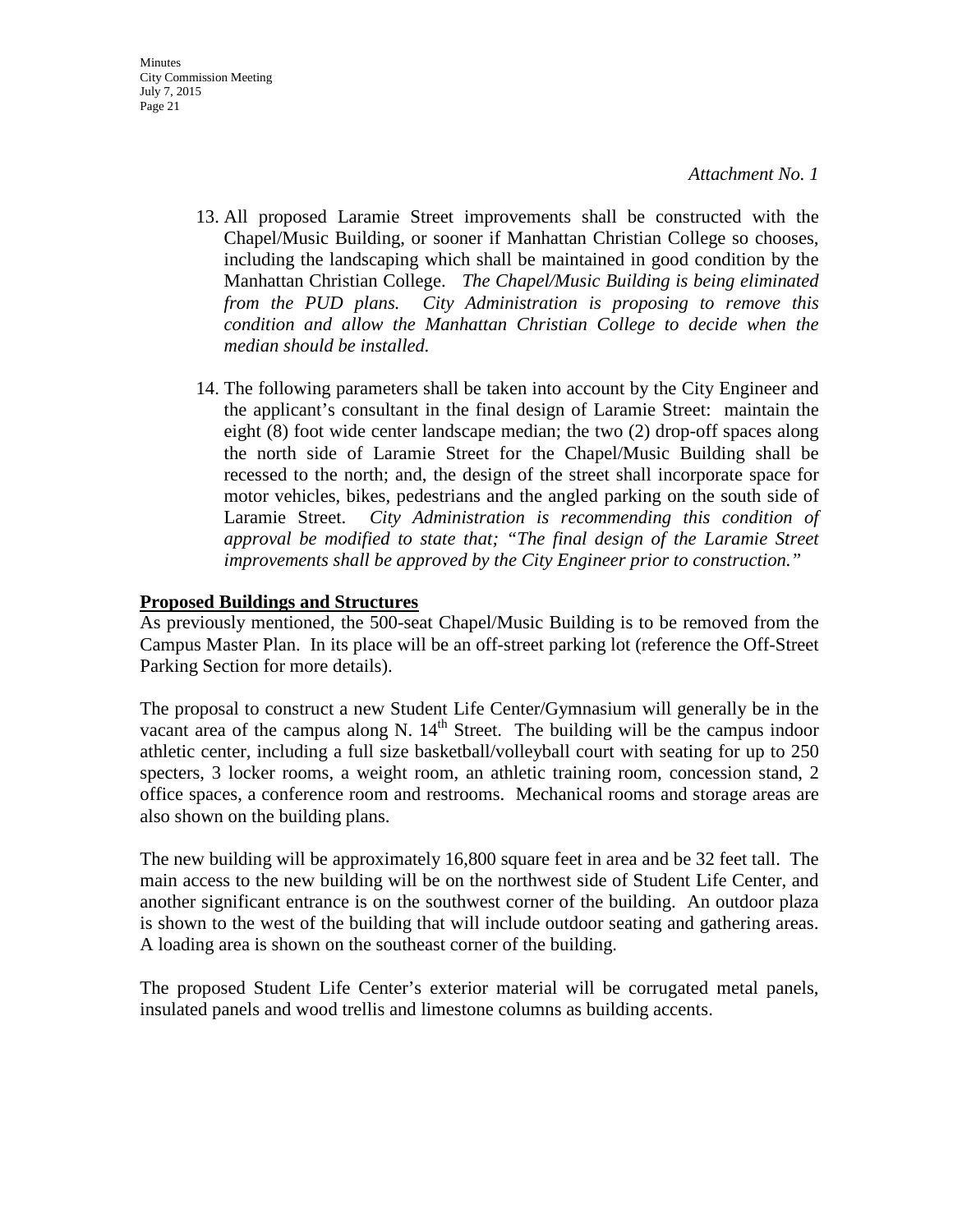*Attachment No. 1*

13. All proposed Laramie Street improvements shall be constructed with the Chapel/Music Building, or sooner if Manhattan Christian College so chooses, including the landscaping which shall be maintained in good condition by the Manhattan Christian College. *The Chapel/Music Building is being eliminated from the PUD plans. City Administration is proposing to remove this condition and allow the Manhattan Christian College to decide when the median should be installed.*

14. The following parameters shall be taken into account by the City Engineer and the applicant's consultant in the final design of Laramie Street: maintain the eight (8) foot wide center landscape median; the two (2) drop-off spaces along the north side of Laramie Street for the Chapel/Music Building shall be recessed to the north; and, the design of the street shall incorporate space for motor vehicles, bikes, pedestrians and the angled parking on the south side of Laramie Street. *City Administration is recommending this condition of approval be modified to state that; "The final design of the Laramie Street improvements shall be approved by the City Engineer prior to construction."*

**Proposed Buildings and Structures**

As previously mentioned, the 500-seat Chapel/Music Building is to be removed from the Campus Master Plan. In its place will be an off-street parking lot (reference the Off-Street Parking Section for more details).

The proposal to construct a new Student Life Center/Gymnasium will generally be in the vacant area of the campus along N. 14th Street. The building will be the campus indoor athletic center, including a full size basketball/volleyball court with seating for up to 250 specters, 3 locker rooms, a weight room, an athletic training room, concession stand, 2 office spaces, a conference room and restrooms. Mechanical rooms and storage areas are also shown on the building plans.

The new building will be approximately 16,800 square feet in area and be 32 feet tall. The main access to the new building will be on the northwest side of Student Life Center, and another significant entrance is on the southwest corner of the building. An outdoor plaza is shown to the west of the building that will include outdoor seating and gathering areas. A loading area is shown on the southeast corner of the building.

The proposed Student Life Center's exterior material will be corrugated metal panels, insulated panels and wood trellis and limestone columns as building accents.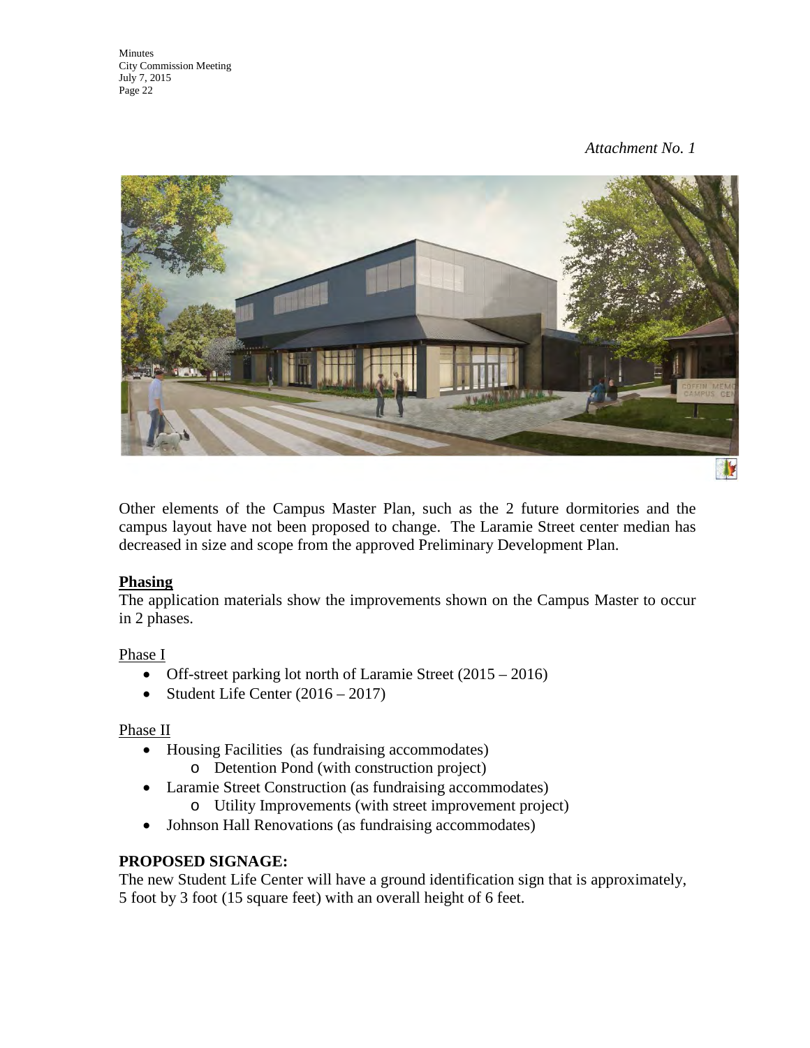*Attachment No. 1*

Other elements of the Campus Master Plan, such as the 2 future dormitories and the campus layout have not been proposed to change. The Laramie Street center median has decreased in size and scope from the approved Preliminary Development Plan.

**Phasing**

The application materials show the improvements shown on the Campus Master to occur in 2 phases.

Phase I

- Off-street parking lot north of Laramie Street (2015 – 2016)
- Student Life Center (2016 – 2017)

Phase II

- Housing Facilities (as fundraising accommodates)
  - Detention Pond (with construction project)
- Laramie Street Construction (as fundraising accommodates)
  - Utility Improvements (with street improvement project)
- Johnson Hall Renovations (as fundraising accommodates)

**PROPOSED SIGNAGE:**

The new Student Life Center will have a ground identification sign that is approximately, 5 foot by 3 foot (15 square feet) with an overall height of 6 feet.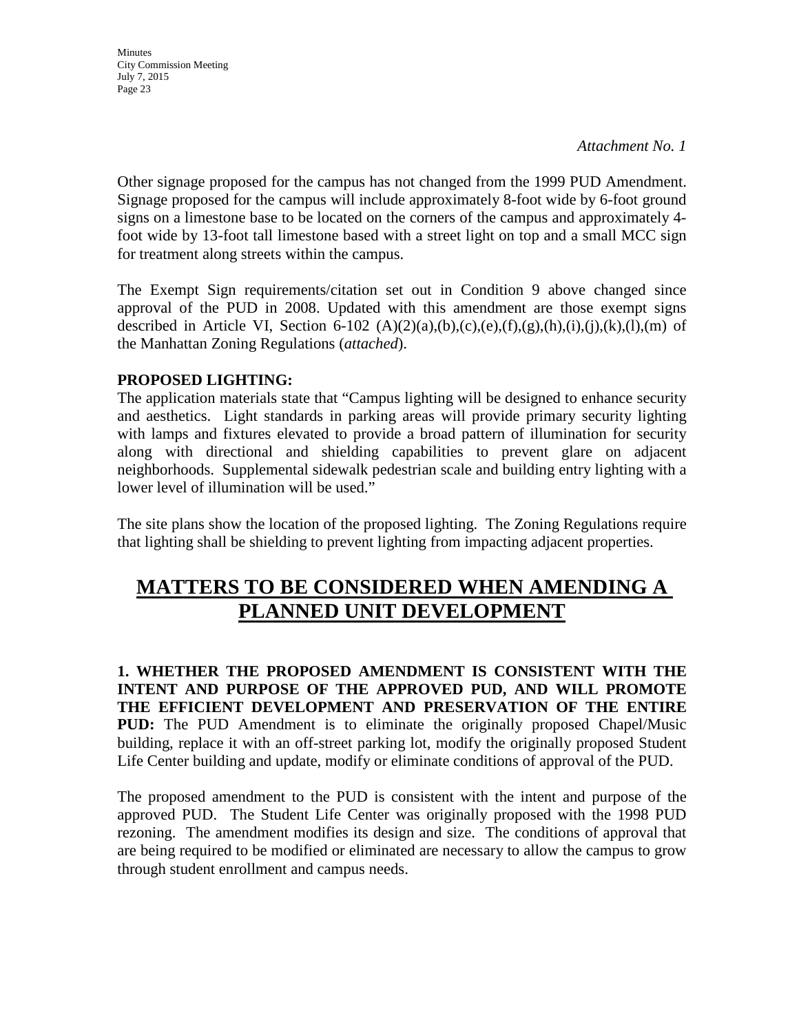*Attachment No. 1*

Other signage proposed for the campus has not changed from the 1999 PUD Amendment. Signage proposed for the campus will include approximately 8-foot wide by 6-foot ground signs on a limestone base to be located on the corners of the campus and approximately 4-foot wide by 13-foot tall limestone based with a street light on top and a small MCC sign for treatment along streets within the campus.

The Exempt Sign requirements/citation set out in Condition 9 above changed since approval of the PUD in 2008. Updated with this amendment are those exempt signs described in Article VI, Section 6-102 (A)(2)(a),(b),(c),(e),(f),(g),(h),(i),(j),(k),(l),(m) of the Manhattan Zoning Regulations (*attached*).

**PROPOSED LIGHTING:**

The application materials state that "Campus lighting will be designed to enhance security and aesthetics. Light standards in parking areas will provide primary security lighting with lamps and fixtures elevated to provide a broad pattern of illumination for security along with directional and shielding capabilities to prevent glare on adjacent neighborhoods. Supplemental sidewalk pedestrian scale and building entry lighting with a lower level of illumination will be used."

The site plans show the location of the proposed lighting. The Zoning Regulations require that lighting shall be shielding to prevent lighting from impacting adjacent properties.

# MATTERS TO BE CONSIDERED WHEN AMENDING A PLANNED UNIT DEVELOPMENT

**1. WHETHER THE PROPOSED AMENDMENT IS CONSISTENT WITH THE INTENT AND PURPOSE OF THE APPROVED PUD, AND WILL PROMOTE THE EFFICIENT DEVELOPMENT AND PRESERVATION OF THE ENTIRE PUD:** The PUD Amendment is to eliminate the originally proposed Chapel/Music building, replace it with an off-street parking lot, modify the originally proposed Student Life Center building and update, modify or eliminate conditions of approval of the PUD.

The proposed amendment to the PUD is consistent with the intent and purpose of the approved PUD. The Student Life Center was originally proposed with the 1998 PUD rezoning. The amendment modifies its design and size. The conditions of approval that are being required to be modified or eliminated are necessary to allow the campus to grow through student enrollment and campus needs.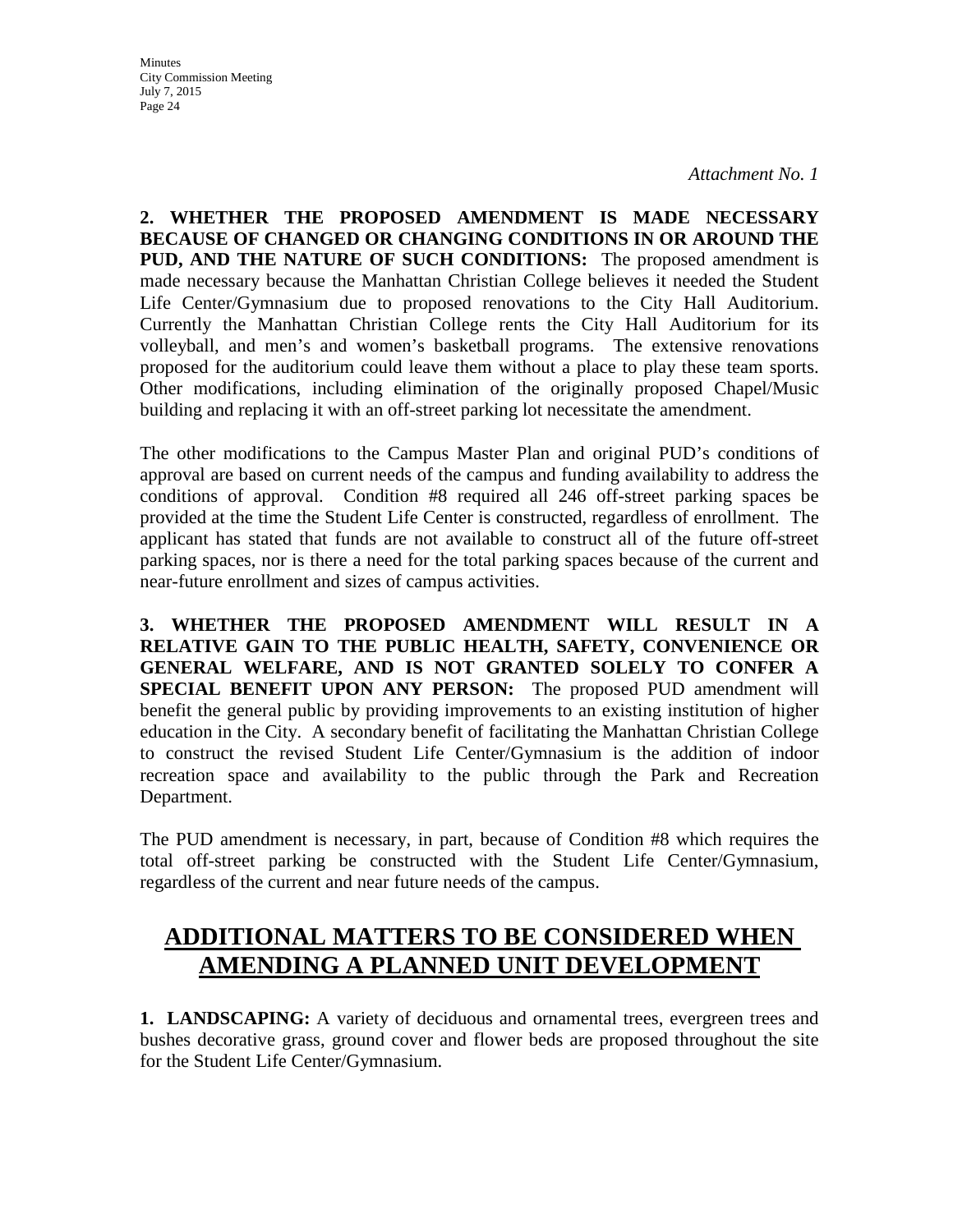*Attachment No. 1*

**2. WHETHER THE PROPOSED AMENDMENT IS MADE NECESSARY BECAUSE OF CHANGED OR CHANGING CONDITIONS IN OR AROUND THE PUD, AND THE NATURE OF SUCH CONDITIONS:** The proposed amendment is made necessary because the Manhattan Christian College believes it needed the Student Life Center/Gymnasium due to proposed renovations to the City Hall Auditorium. Currently the Manhattan Christian College rents the City Hall Auditorium for its volleyball, and men's and women's basketball programs. The extensive renovations proposed for the auditorium could leave them without a place to play these team sports. Other modifications, including elimination of the originally proposed Chapel/Music building and replacing it with an off-street parking lot necessitate the amendment.

The other modifications to the Campus Master Plan and original PUD's conditions of approval are based on current needs of the campus and funding availability to address the conditions of approval. Condition #8 required all 246 off-street parking spaces be provided at the time the Student Life Center is constructed, regardless of enrollment. The applicant has stated that funds are not available to construct all of the future off-street parking spaces, nor is there a need for the total parking spaces because of the current and near-future enrollment and sizes of campus activities.

**3. WHETHER THE PROPOSED AMENDMENT WILL RESULT IN A RELATIVE GAIN TO THE PUBLIC HEALTH, SAFETY, CONVENIENCE OR GENERAL WELFARE, AND IS NOT GRANTED SOLELY TO CONFER A SPECIAL BENEFIT UPON ANY PERSON:** The proposed PUD amendment will benefit the general public by providing improvements to an existing institution of higher education in the City. A secondary benefit of facilitating the Manhattan Christian College to construct the revised Student Life Center/Gymnasium is the addition of indoor recreation space and availability to the public through the Park and Recreation Department.

The PUD amendment is necessary, in part, because of Condition #8 which requires the total off-street parking be constructed with the Student Life Center/Gymnasium, regardless of the current and near future needs of the campus.

## ADDITIONAL MATTERS TO BE CONSIDERED WHEN AMENDING A PLANNED UNIT DEVELOPMENT

**1. LANDSCAPING:** A variety of deciduous and ornamental trees, evergreen trees and bushes decorative grass, ground cover and flower beds are proposed throughout the site for the Student Life Center/Gymnasium.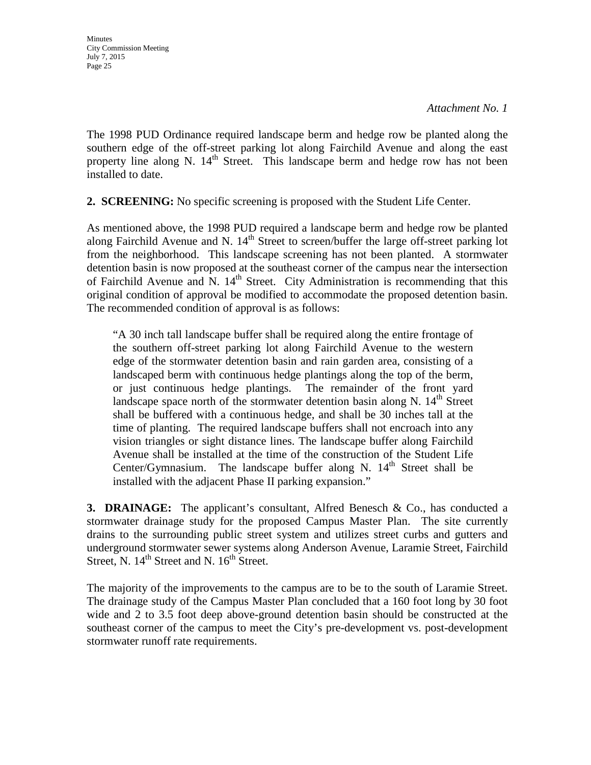*Attachment No. 1*

The 1998 PUD Ordinance required landscape berm and hedge row be planted along the southern edge of the off-street parking lot along Fairchild Avenue and along the east property line along N. 14th Street. This landscape berm and hedge row has not been installed to date.

**2. SCREENING:** No specific screening is proposed with the Student Life Center.

As mentioned above, the 1998 PUD required a landscape berm and hedge row be planted along Fairchild Avenue and N. 14th Street to screen/buffer the large off-street parking lot from the neighborhood. This landscape screening has not been planted. A stormwater detention basin is now proposed at the southeast corner of the campus near the intersection of Fairchild Avenue and N. 14th Street. City Administration is recommending that this original condition of approval be modified to accommodate the proposed detention basin. The recommended condition of approval is as follows:

> "A 30 inch tall landscape buffer shall be required along the entire frontage of the southern off-street parking lot along Fairchild Avenue to the western edge of the stormwater detention basin and rain garden area, consisting of a landscaped berm with continuous hedge plantings along the top of the berm, or just continuous hedge plantings. The remainder of the front yard landscape space north of the stormwater detention basin along N. 14th Street shall be buffered with a continuous hedge, and shall be 30 inches tall at the time of planting. The required landscape buffers shall not encroach into any vision triangles or sight distance lines. The landscape buffer along Fairchild Avenue shall be installed at the time of the construction of the Student Life Center/Gymnasium. The landscape buffer along N. 14th Street shall be installed with the adjacent Phase II parking expansion."

**3. DRAINAGE:** The applicant's consultant, Alfred Benesch & Co., has conducted a stormwater drainage study for the proposed Campus Master Plan. The site currently drains to the surrounding public street system and utilizes street curbs and gutters and underground stormwater sewer systems along Anderson Avenue, Laramie Street, Fairchild Street, N. 14th Street and N. 16th Street.

The majority of the improvements to the campus are to be to the south of Laramie Street. The drainage study of the Campus Master Plan concluded that a 160 foot long by 30 foot wide and 2 to 3.5 foot deep above-ground detention basin should be constructed at the southeast corner of the campus to meet the City's pre-development vs. post-development stormwater runoff rate requirements.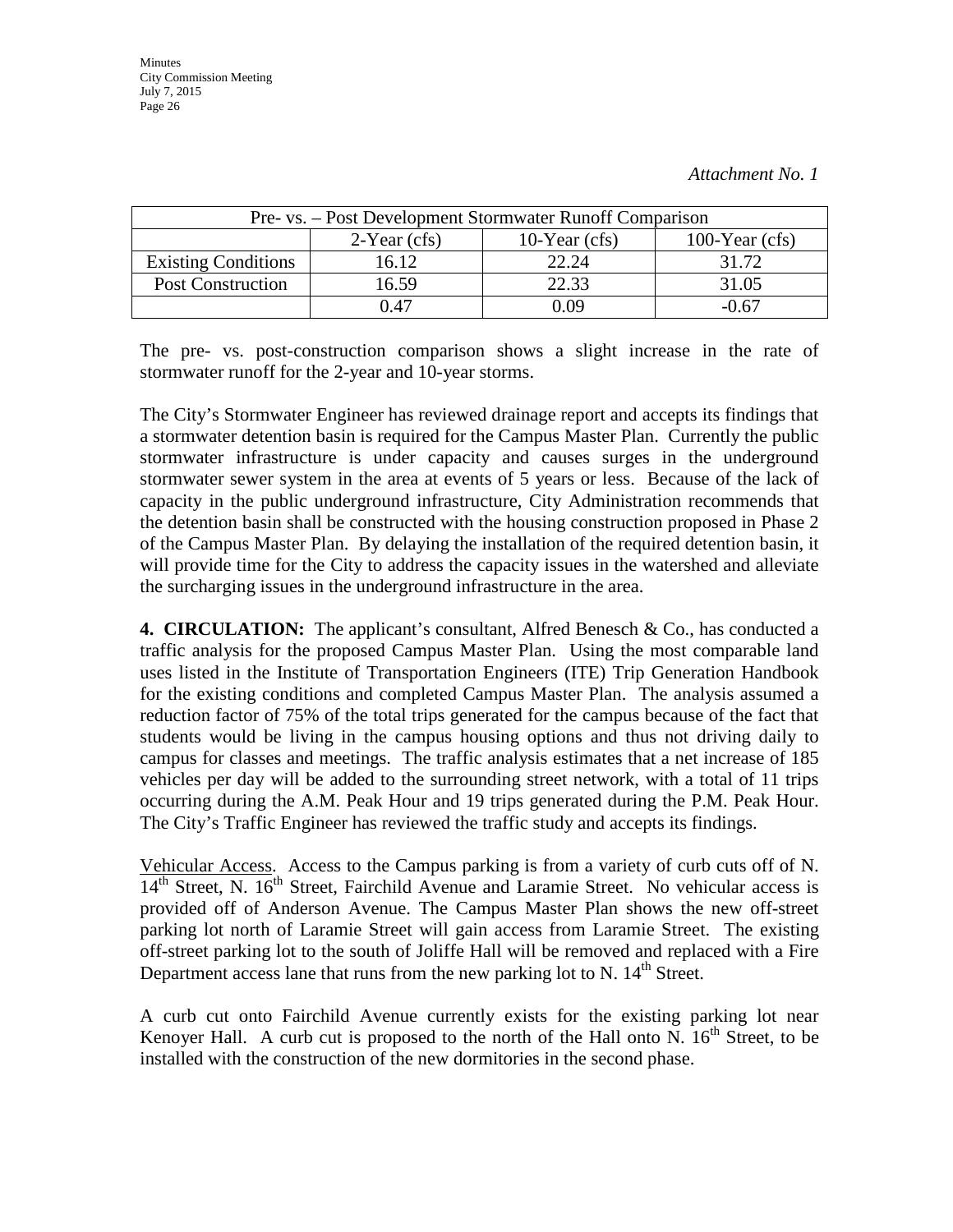*Attachment No. 1*

| Pre- vs. – Post Development Stormwater Runoff Comparison | | | |
|---|---|---|---|
| | 2-Year (cfs) | 10-Year (cfs) | 100-Year (cfs) |
| Existing Conditions | 16.12 | 22.24 | 31.72 |
| Post Construction | 16.59 | 22.33 | 31.05 |
| | 0.47 | 0.09 | -0.67 |

The pre- vs. post-construction comparison shows a slight increase in the rate of stormwater runoff for the 2-year and 10-year storms.

The City's Stormwater Engineer has reviewed drainage report and accepts its findings that a stormwater detention basin is required for the Campus Master Plan. Currently the public stormwater infrastructure is under capacity and causes surges in the underground stormwater sewer system in the area at events of 5 years or less. Because of the lack of capacity in the public underground infrastructure, City Administration recommends that the detention basin shall be constructed with the housing construction proposed in Phase 2 of the Campus Master Plan. By delaying the installation of the required detention basin, it will provide time for the City to address the capacity issues in the watershed and alleviate the surcharging issues in the underground infrastructure in the area.

**4. CIRCULATION:** The applicant's consultant, Alfred Benesch & Co., has conducted a traffic analysis for the proposed Campus Master Plan. Using the most comparable land uses listed in the Institute of Transportation Engineers (ITE) Trip Generation Handbook for the existing conditions and completed Campus Master Plan. The analysis assumed a reduction factor of 75% of the total trips generated for the campus because of the fact that students would be living in the campus housing options and thus not driving daily to campus for classes and meetings. The traffic analysis estimates that a net increase of 185 vehicles per day will be added to the surrounding street network, with a total of 11 trips occurring during the A.M. Peak Hour and 19 trips generated during the P.M. Peak Hour. The City's Traffic Engineer has reviewed the traffic study and accepts its findings.

Vehicular Access. Access to the Campus parking is from a variety of curb cuts off of N. 14th Street, N. 16th Street, Fairchild Avenue and Laramie Street. No vehicular access is provided off of Anderson Avenue. The Campus Master Plan shows the new off-street parking lot north of Laramie Street will gain access from Laramie Street. The existing off-street parking lot to the south of Joliffe Hall will be removed and replaced with a Fire Department access lane that runs from the new parking lot to N. 14th Street.

A curb cut onto Fairchild Avenue currently exists for the existing parking lot near Kenoyer Hall. A curb cut is proposed to the north of the Hall onto N. 16th Street, to be installed with the construction of the new dormitories in the second phase.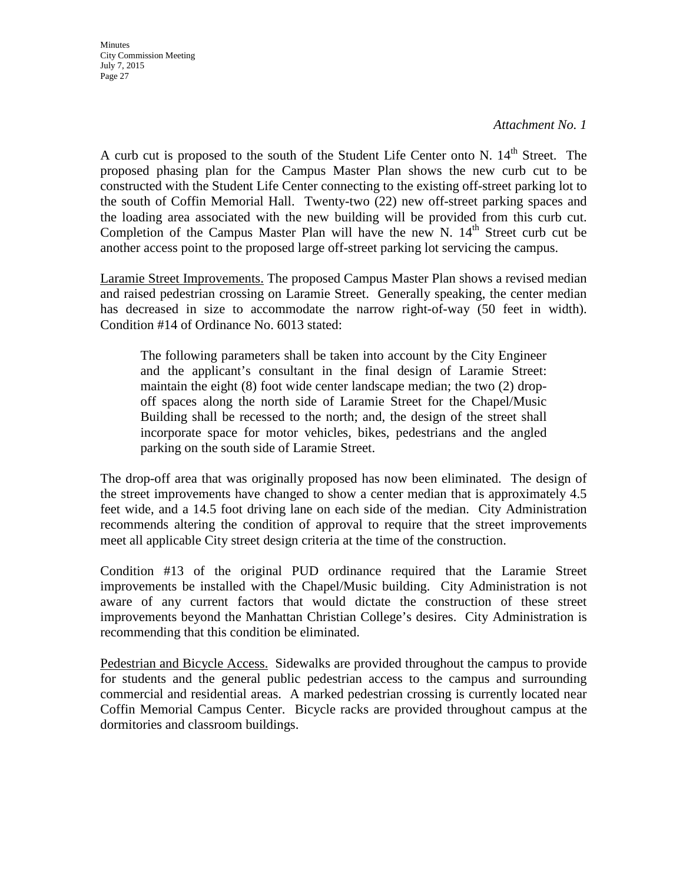*Attachment No. 1*

A curb cut is proposed to the south of the Student Life Center onto N. 14th Street. The proposed phasing plan for the Campus Master Plan shows the new curb cut to be constructed with the Student Life Center connecting to the existing off-street parking lot to the south of Coffin Memorial Hall. Twenty-two (22) new off-street parking spaces and the loading area associated with the new building will be provided from this curb cut. Completion of the Campus Master Plan will have the new N. 14th Street curb cut be another access point to the proposed large off-street parking lot servicing the campus.

<u>Laramie Street Improvements.</u> The proposed Campus Master Plan shows a revised median and raised pedestrian crossing on Laramie Street. Generally speaking, the center median has decreased in size to accommodate the narrow right-of-way (50 feet in width). Condition #14 of Ordinance No. 6013 stated:

> The following parameters shall be taken into account by the City Engineer and the applicant's consultant in the final design of Laramie Street: maintain the eight (8) foot wide center landscape median; the two (2) drop-off spaces along the north side of Laramie Street for the Chapel/Music Building shall be recessed to the north; and, the design of the street shall incorporate space for motor vehicles, bikes, pedestrians and the angled parking on the south side of Laramie Street.

The drop-off area that was originally proposed has now been eliminated. The design of the street improvements have changed to show a center median that is approximately 4.5 feet wide, and a 14.5 foot driving lane on each side of the median. City Administration recommends altering the condition of approval to require that the street improvements meet all applicable City street design criteria at the time of the construction.

Condition #13 of the original PUD ordinance required that the Laramie Street improvements be installed with the Chapel/Music building. City Administration is not aware of any current factors that would dictate the construction of these street improvements beyond the Manhattan Christian College's desires. City Administration is recommending that this condition be eliminated.

<u>Pedestrian and Bicycle Access.</u> Sidewalks are provided throughout the campus to provide for students and the general public pedestrian access to the campus and surrounding commercial and residential areas. A marked pedestrian crossing is currently located near Coffin Memorial Campus Center. Bicycle racks are provided throughout campus at the dormitories and classroom buildings.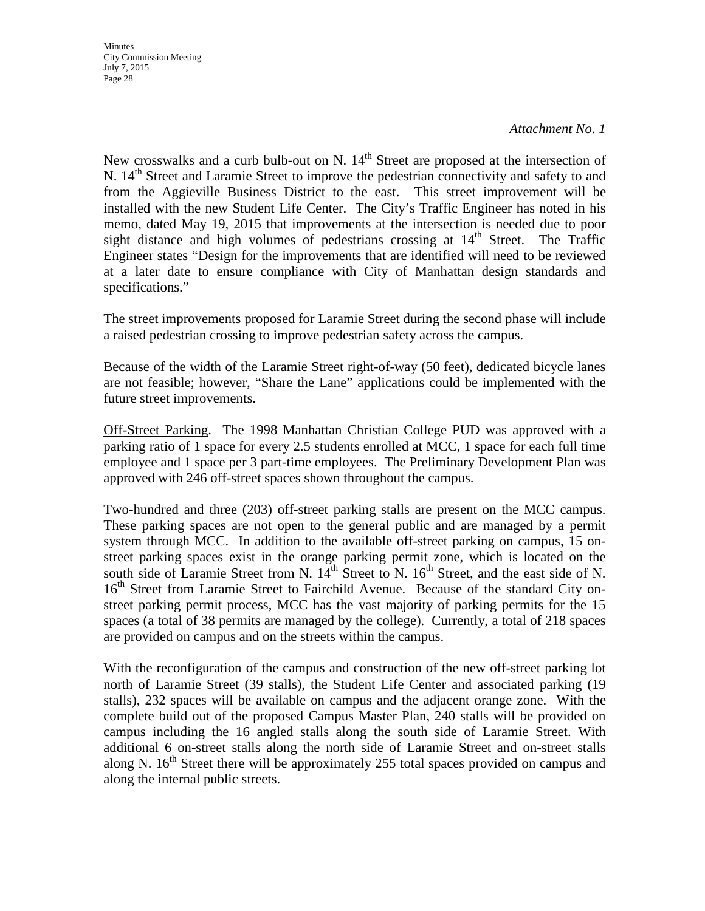*Attachment No. 1*

New crosswalks and a curb bulb-out on N. 14th Street are proposed at the intersection of N. 14th Street and Laramie Street to improve the pedestrian connectivity and safety to and from the Aggieville Business District to the east. This street improvement will be installed with the new Student Life Center. The City's Traffic Engineer has noted in his memo, dated May 19, 2015 that improvements at the intersection is needed due to poor sight distance and high volumes of pedestrians crossing at 14th Street. The Traffic Engineer states "Design for the improvements that are identified will need to be reviewed at a later date to ensure compliance with City of Manhattan design standards and specifications."

The street improvements proposed for Laramie Street during the second phase will include a raised pedestrian crossing to improve pedestrian safety across the campus.

Because of the width of the Laramie Street right-of-way (50 feet), dedicated bicycle lanes are not feasible; however, "Share the Lane" applications could be implemented with the future street improvements.

Off-Street Parking. The 1998 Manhattan Christian College PUD was approved with a parking ratio of 1 space for every 2.5 students enrolled at MCC, 1 space for each full time employee and 1 space per 3 part-time employees. The Preliminary Development Plan was approved with 246 off-street spaces shown throughout the campus.

Two-hundred and three (203) off-street parking stalls are present on the MCC campus. These parking spaces are not open to the general public and are managed by a permit system through MCC. In addition to the available off-street parking on campus, 15 on-street parking spaces exist in the orange parking permit zone, which is located on the south side of Laramie Street from N. 14th Street to N. 16th Street, and the east side of N. 16th Street from Laramie Street to Fairchild Avenue. Because of the standard City on-street parking permit process, MCC has the vast majority of parking permits for the 15 spaces (a total of 38 permits are managed by the college). Currently, a total of 218 spaces are provided on campus and on the streets within the campus.

With the reconfiguration of the campus and construction of the new off-street parking lot north of Laramie Street (39 stalls), the Student Life Center and associated parking (19 stalls), 232 spaces will be available on campus and the adjacent orange zone. With the complete build out of the proposed Campus Master Plan, 240 stalls will be provided on campus including the 16 angled stalls along the south side of Laramie Street. With additional 6 on-street stalls along the north side of Laramie Street and on-street stalls along N. 16th Street there will be approximately 255 total spaces provided on campus and along the internal public streets.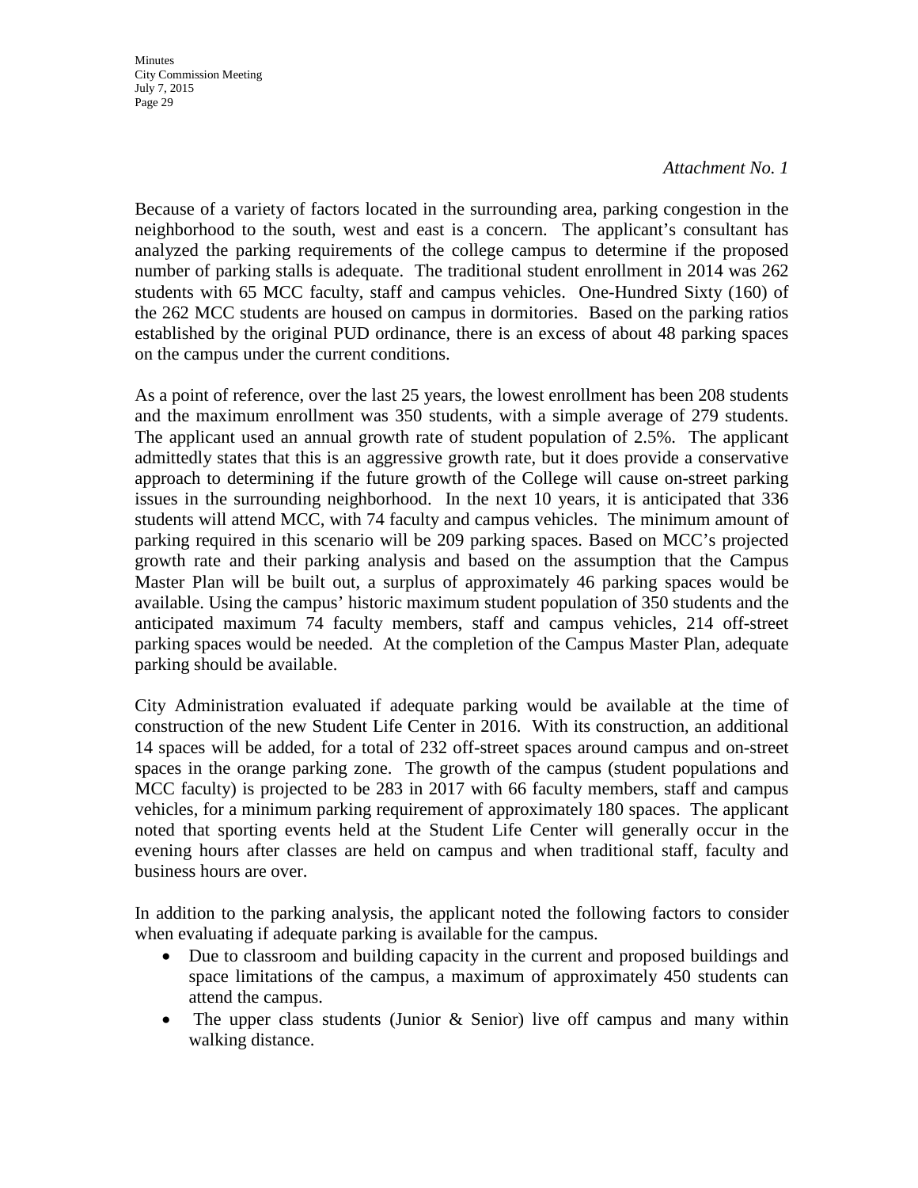*Attachment No. 1*

Because of a variety of factors located in the surrounding area, parking congestion in the neighborhood to the south, west and east is a concern. The applicant's consultant has analyzed the parking requirements of the college campus to determine if the proposed number of parking stalls is adequate. The traditional student enrollment in 2014 was 262 students with 65 MCC faculty, staff and campus vehicles. One-Hundred Sixty (160) of the 262 MCC students are housed on campus in dormitories. Based on the parking ratios established by the original PUD ordinance, there is an excess of about 48 parking spaces on the campus under the current conditions.

As a point of reference, over the last 25 years, the lowest enrollment has been 208 students and the maximum enrollment was 350 students, with a simple average of 279 students. The applicant used an annual growth rate of student population of 2.5%. The applicant admittedly states that this is an aggressive growth rate, but it does provide a conservative approach to determining if the future growth of the College will cause on-street parking issues in the surrounding neighborhood. In the next 10 years, it is anticipated that 336 students will attend MCC, with 74 faculty and campus vehicles. The minimum amount of parking required in this scenario will be 209 parking spaces. Based on MCC's projected growth rate and their parking analysis and based on the assumption that the Campus Master Plan will be built out, a surplus of approximately 46 parking spaces would be available. Using the campus' historic maximum student population of 350 students and the anticipated maximum 74 faculty members, staff and campus vehicles, 214 off-street parking spaces would be needed. At the completion of the Campus Master Plan, adequate parking should be available.

City Administration evaluated if adequate parking would be available at the time of construction of the new Student Life Center in 2016. With its construction, an additional 14 spaces will be added, for a total of 232 off-street spaces around campus and on-street spaces in the orange parking zone. The growth of the campus (student populations and MCC faculty) is projected to be 283 in 2017 with 66 faculty members, staff and campus vehicles, for a minimum parking requirement of approximately 180 spaces. The applicant noted that sporting events held at the Student Life Center will generally occur in the evening hours after classes are held on campus and when traditional staff, faculty and business hours are over.

In addition to the parking analysis, the applicant noted the following factors to consider when evaluating if adequate parking is available for the campus.

- Due to classroom and building capacity in the current and proposed buildings and space limitations of the campus, a maximum of approximately 450 students can attend the campus.
- The upper class students (Junior & Senior) live off campus and many within walking distance.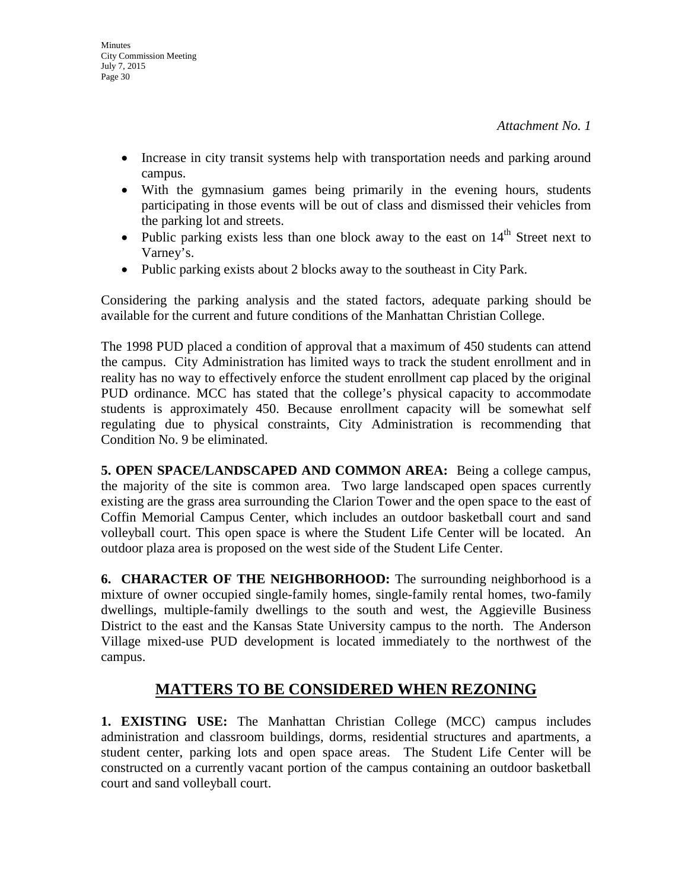*Attachment No. 1*

- Increase in city transit systems help with transportation needs and parking around campus.
- With the gymnasium games being primarily in the evening hours, students participating in those events will be out of class and dismissed their vehicles from the parking lot and streets.
- Public parking exists less than one block away to the east on 14th Street next to Varney's.
- Public parking exists about 2 blocks away to the southeast in City Park.

Considering the parking analysis and the stated factors, adequate parking should be available for the current and future conditions of the Manhattan Christian College.

The 1998 PUD placed a condition of approval that a maximum of 450 students can attend the campus. City Administration has limited ways to track the student enrollment and in reality has no way to effectively enforce the student enrollment cap placed by the original PUD ordinance. MCC has stated that the college's physical capacity to accommodate students is approximately 450. Because enrollment capacity will be somewhat self regulating due to physical constraints, City Administration is recommending that Condition No. 9 be eliminated.

**5. OPEN SPACE/LANDSCAPED AND COMMON AREA:** Being a college campus, the majority of the site is common area. Two large landscaped open spaces currently existing are the grass area surrounding the Clarion Tower and the open space to the east of Coffin Memorial Campus Center, which includes an outdoor basketball court and sand volleyball court. This open space is where the Student Life Center will be located. An outdoor plaza area is proposed on the west side of the Student Life Center.

**6. CHARACTER OF THE NEIGHBORHOOD:** The surrounding neighborhood is a mixture of owner occupied single-family homes, single-family rental homes, two-family dwellings, multiple-family dwellings to the south and west, the Aggieville Business District to the east and the Kansas State University campus to the north. The Anderson Village mixed-use PUD development is located immediately to the northwest of the campus.

## MATTERS TO BE CONSIDERED WHEN REZONING

**1. EXISTING USE:** The Manhattan Christian College (MCC) campus includes administration and classroom buildings, dorms, residential structures and apartments, a student center, parking lots and open space areas. The Student Life Center will be constructed on a currently vacant portion of the campus containing an outdoor basketball court and sand volleyball court.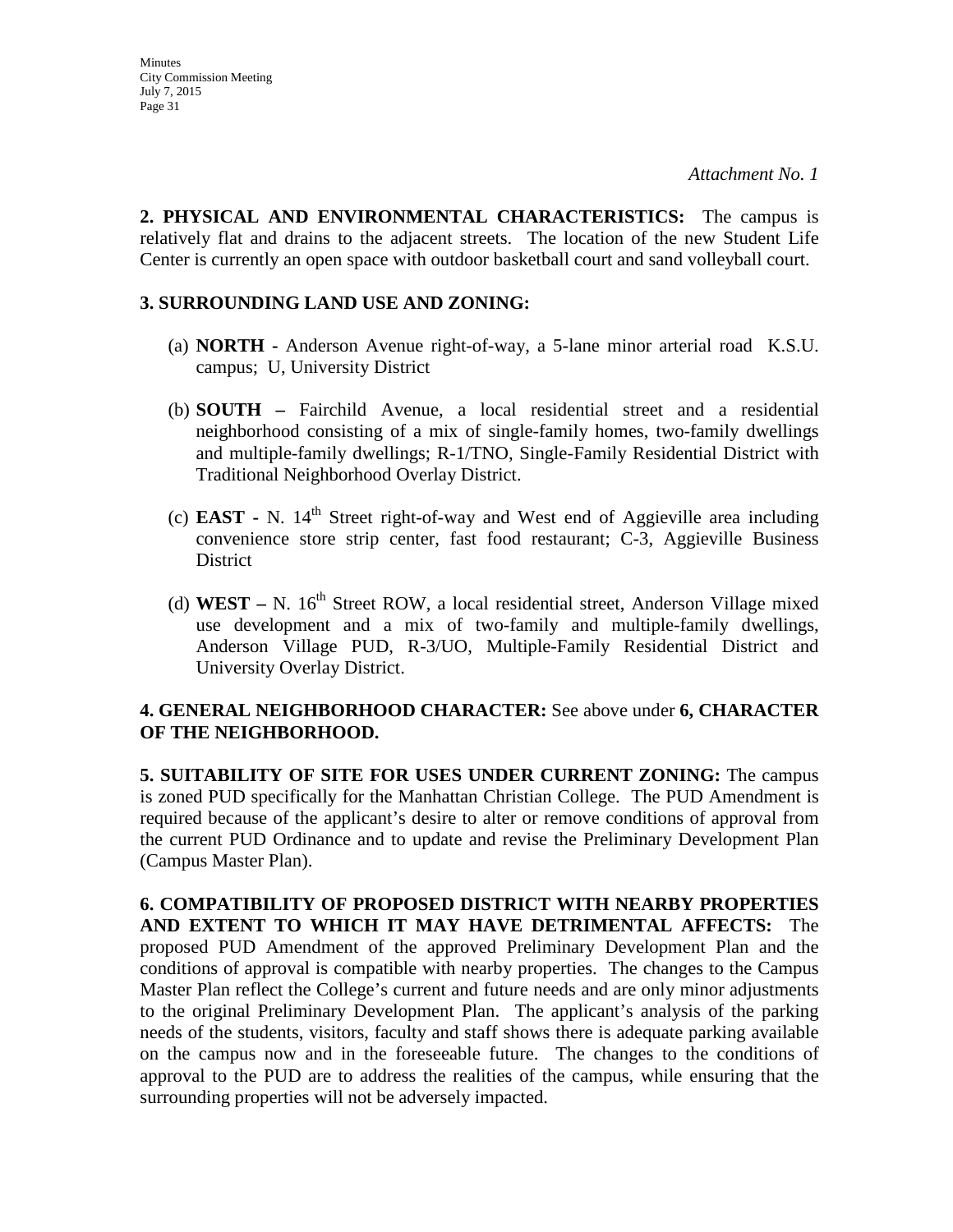*Attachment No. 1*

**2. PHYSICAL AND ENVIRONMENTAL CHARACTERISTICS:** The campus is relatively flat and drains to the adjacent streets. The location of the new Student Life Center is currently an open space with outdoor basketball court and sand volleyball court.

**3. SURROUNDING LAND USE AND ZONING:**

(a) **NORTH -** Anderson Avenue right-of-way, a 5-lane minor arterial road K.S.U. campus; U, University District

(b) **SOUTH –** Fairchild Avenue, a local residential street and a residential neighborhood consisting of a mix of single-family homes, two-family dwellings and multiple-family dwellings; R-1/TNO, Single-Family Residential District with Traditional Neighborhood Overlay District.

(c) **EAST -** N. 14th Street right-of-way and West end of Aggieville area including convenience store strip center, fast food restaurant; C-3, Aggieville Business District

(d) **WEST –** N. 16th Street ROW, a local residential street, Anderson Village mixed use development and a mix of two-family and multiple-family dwellings, Anderson Village PUD, R-3/UO, Multiple-Family Residential District and University Overlay District.

**4. GENERAL NEIGHBORHOOD CHARACTER:** See above under **6, CHARACTER OF THE NEIGHBORHOOD.**

**5. SUITABILITY OF SITE FOR USES UNDER CURRENT ZONING:** The campus is zoned PUD specifically for the Manhattan Christian College. The PUD Amendment is required because of the applicant's desire to alter or remove conditions of approval from the current PUD Ordinance and to update and revise the Preliminary Development Plan (Campus Master Plan).

**6. COMPATIBILITY OF PROPOSED DISTRICT WITH NEARBY PROPERTIES AND EXTENT TO WHICH IT MAY HAVE DETRIMENTAL AFFECTS:** The proposed PUD Amendment of the approved Preliminary Development Plan and the conditions of approval is compatible with nearby properties. The changes to the Campus Master Plan reflect the College's current and future needs and are only minor adjustments to the original Preliminary Development Plan. The applicant's analysis of the parking needs of the students, visitors, faculty and staff shows there is adequate parking available on the campus now and in the foreseeable future. The changes to the conditions of approval to the PUD are to address the realities of the campus, while ensuring that the surrounding properties will not be adversely impacted.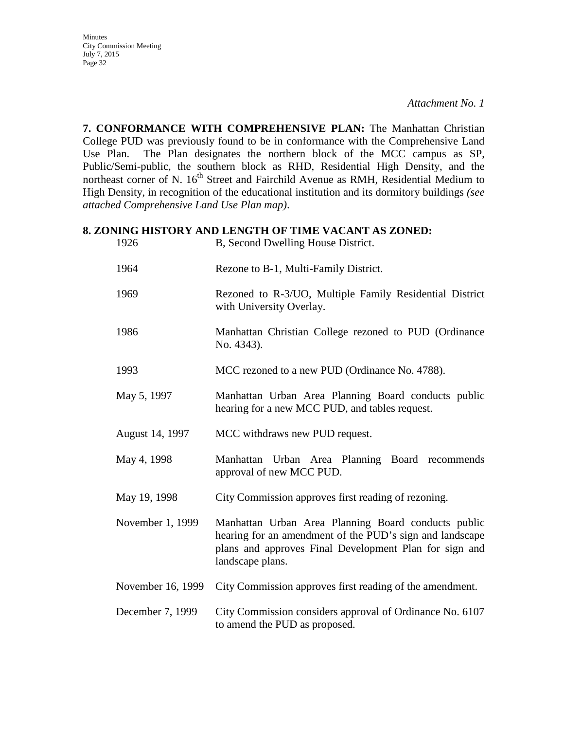*Attachment No. 1*

**7. CONFORMANCE WITH COMPREHENSIVE PLAN:** The Manhattan Christian College PUD was previously found to be in conformance with the Comprehensive Land Use Plan. The Plan designates the northern block of the MCC campus as SP, Public/Semi-public, the southern block as RHD, Residential High Density, and the northeast corner of N. 16th Street and Fairchild Avenue as RMH, Residential Medium to High Density, in recognition of the educational institution and its dormitory buildings *(see attached Comprehensive Land Use Plan map)*.

**8. ZONING HISTORY AND LENGTH OF TIME VACANT AS ZONED:**

| | |
|---|---|
| 1926 | B, Second Dwelling House District. |
| 1964 | Rezone to B-1, Multi-Family District. |
| 1969 | Rezoned to R-3/UO, Multiple Family Residential District with University Overlay. |
| 1986 | Manhattan Christian College rezoned to PUD (Ordinance No. 4343). |
| 1993 | MCC rezoned to a new PUD (Ordinance No. 4788). |
| May 5, 1997 | Manhattan Urban Area Planning Board conducts public hearing for a new MCC PUD, and tables request. |
| August 14, 1997 | MCC withdraws new PUD request. |
| May 4, 1998 | Manhattan Urban Area Planning Board recommends approval of new MCC PUD. |
| May 19, 1998 | City Commission approves first reading of rezoning. |
| November 1, 1999 | Manhattan Urban Area Planning Board conducts public hearing for an amendment of the PUD's sign and landscape plans and approves Final Development Plan for sign and landscape plans. |
| November 16, 1999 | City Commission approves first reading of the amendment. |
| December 7, 1999 | City Commission considers approval of Ordinance No. 6107 to amend the PUD as proposed. |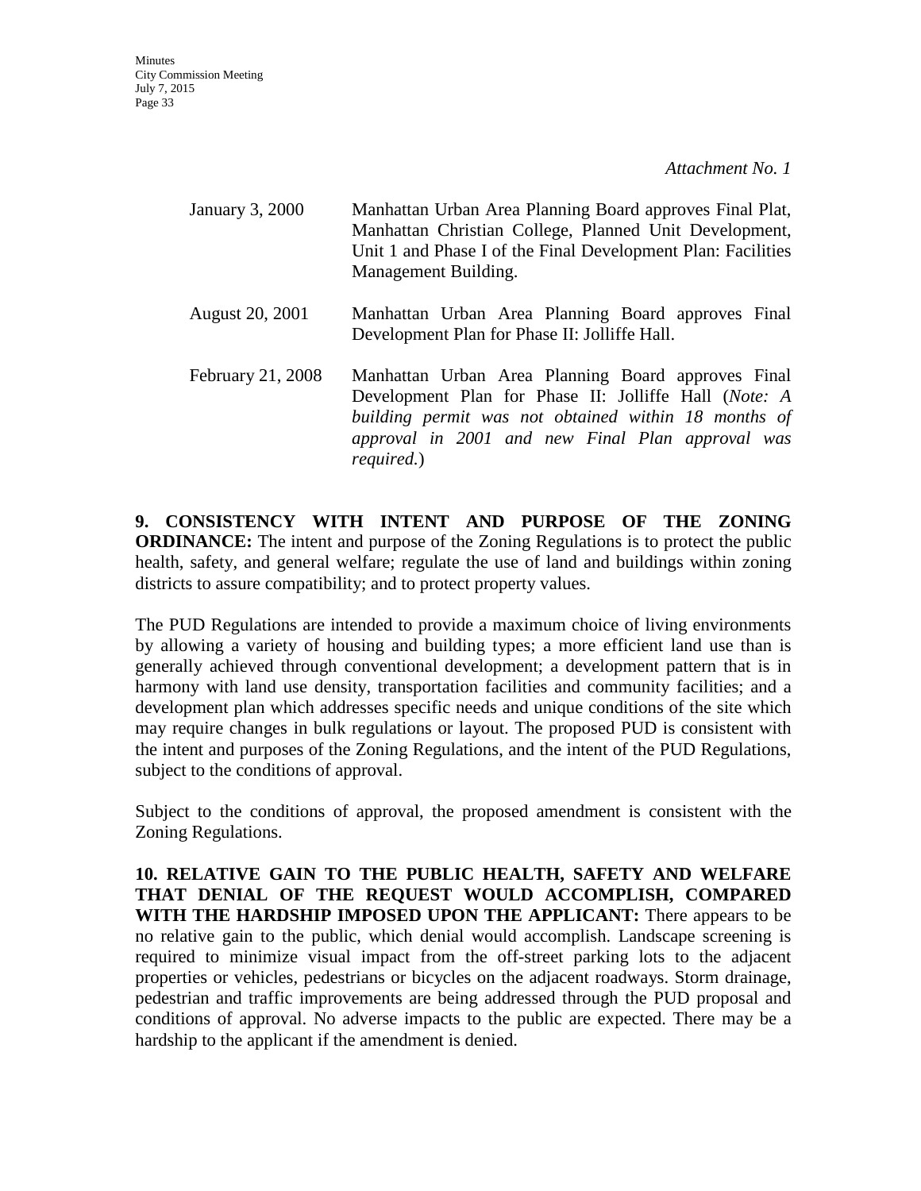*Attachment No. 1*

| | |
|---|---|
| January 3, 2000 | Manhattan Urban Area Planning Board approves Final Plat, Manhattan Christian College, Planned Unit Development, Unit 1 and Phase I of the Final Development Plan: Facilities Management Building. |
| August 20, 2001 | Manhattan Urban Area Planning Board approves Final Development Plan for Phase II: Jolliffe Hall. |
| February 21, 2008 | Manhattan Urban Area Planning Board approves Final Development Plan for Phase II: Jolliffe Hall (*Note: A building permit was not obtained within 18 months of approval in 2001 and new Final Plan approval was required.*) |

**9. CONSISTENCY WITH INTENT AND PURPOSE OF THE ZONING ORDINANCE:** The intent and purpose of the Zoning Regulations is to protect the public health, safety, and general welfare; regulate the use of land and buildings within zoning districts to assure compatibility; and to protect property values.

The PUD Regulations are intended to provide a maximum choice of living environments by allowing a variety of housing and building types; a more efficient land use than is generally achieved through conventional development; a development pattern that is in harmony with land use density, transportation facilities and community facilities; and a development plan which addresses specific needs and unique conditions of the site which may require changes in bulk regulations or layout. The proposed PUD is consistent with the intent and purposes of the Zoning Regulations, and the intent of the PUD Regulations, subject to the conditions of approval.

Subject to the conditions of approval, the proposed amendment is consistent with the Zoning Regulations.

**10. RELATIVE GAIN TO THE PUBLIC HEALTH, SAFETY AND WELFARE THAT DENIAL OF THE REQUEST WOULD ACCOMPLISH, COMPARED WITH THE HARDSHIP IMPOSED UPON THE APPLICANT:** There appears to be no relative gain to the public, which denial would accomplish. Landscape screening is required to minimize visual impact from the off-street parking lots to the adjacent properties or vehicles, pedestrians or bicycles on the adjacent roadways. Storm drainage, pedestrian and traffic improvements are being addressed through the PUD proposal and conditions of approval. No adverse impacts to the public are expected. There may be a hardship to the applicant if the amendment is denied.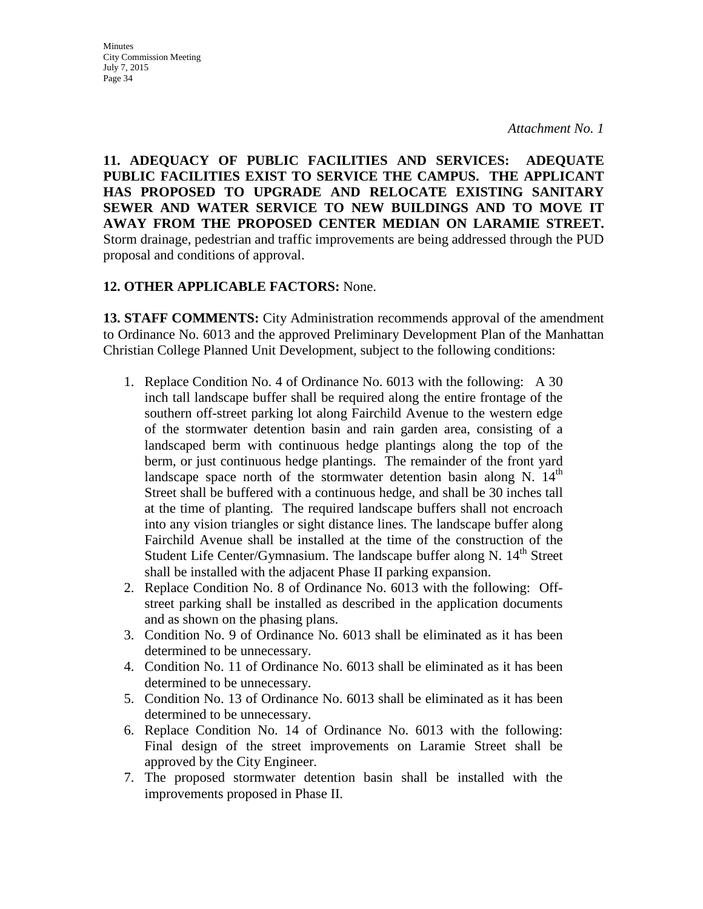*Attachment No. 1*

**11. ADEQUACY OF PUBLIC FACILITIES AND SERVICES: ADEQUATE PUBLIC FACILITIES EXIST TO SERVICE THE CAMPUS. THE APPLICANT HAS PROPOSED TO UPGRADE AND RELOCATE EXISTING SANITARY SEWER AND WATER SERVICE TO NEW BUILDINGS AND TO MOVE IT AWAY FROM THE PROPOSED CENTER MEDIAN ON LARAMIE STREET.** Storm drainage, pedestrian and traffic improvements are being addressed through the PUD proposal and conditions of approval.

**12. OTHER APPLICABLE FACTORS:** None.

**13. STAFF COMMENTS:** City Administration recommends approval of the amendment to Ordinance No. 6013 and the approved Preliminary Development Plan of the Manhattan Christian College Planned Unit Development, subject to the following conditions:

1. Replace Condition No. 4 of Ordinance No. 6013 with the following: A 30 inch tall landscape buffer shall be required along the entire frontage of the southern off-street parking lot along Fairchild Avenue to the western edge of the stormwater detention basin and rain garden area, consisting of a landscaped berm with continuous hedge plantings along the top of the berm, or just continuous hedge plantings. The remainder of the front yard landscape space north of the stormwater detention basin along N. 14th Street shall be buffered with a continuous hedge, and shall be 30 inches tall at the time of planting. The required landscape buffers shall not encroach into any vision triangles or sight distance lines. The landscape buffer along Fairchild Avenue shall be installed at the time of the construction of the Student Life Center/Gymnasium. The landscape buffer along N. 14th Street shall be installed with the adjacent Phase II parking expansion.
2. Replace Condition No. 8 of Ordinance No. 6013 with the following: Off-street parking shall be installed as described in the application documents and as shown on the phasing plans.
3. Condition No. 9 of Ordinance No. 6013 shall be eliminated as it has been determined to be unnecessary.
4. Condition No. 11 of Ordinance No. 6013 shall be eliminated as it has been determined to be unnecessary.
5. Condition No. 13 of Ordinance No. 6013 shall be eliminated as it has been determined to be unnecessary.
6. Replace Condition No. 14 of Ordinance No. 6013 with the following: Final design of the street improvements on Laramie Street shall be approved by the City Engineer.
7. The proposed stormwater detention basin shall be installed with the improvements proposed in Phase II.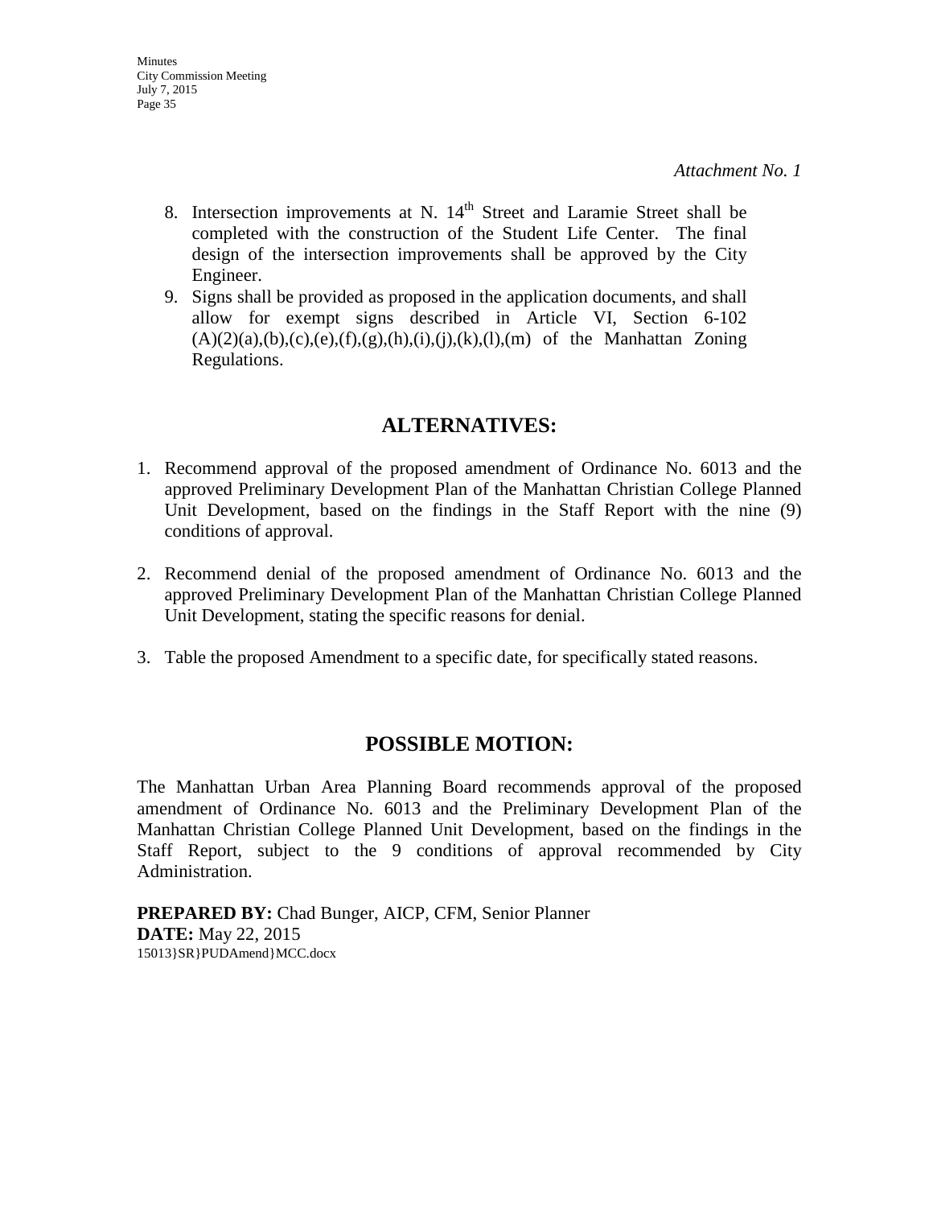*Attachment No. 1*

8. Intersection improvements at N. 14th Street and Laramie Street shall be completed with the construction of the Student Life Center. The final design of the intersection improvements shall be approved by the City Engineer.
9. Signs shall be provided as proposed in the application documents, and shall allow for exempt signs described in Article VI, Section 6-102 (A)(2)(a),(b),(c),(e),(f),(g),(h),(i),(j),(k),(l),(m) of the Manhattan Zoning Regulations.

## ALTERNATIVES:

1. Recommend approval of the proposed amendment of Ordinance No. 6013 and the approved Preliminary Development Plan of the Manhattan Christian College Planned Unit Development, based on the findings in the Staff Report with the nine (9) conditions of approval.

2. Recommend denial of the proposed amendment of Ordinance No. 6013 and the approved Preliminary Development Plan of the Manhattan Christian College Planned Unit Development, stating the specific reasons for denial.

3. Table the proposed Amendment to a specific date, for specifically stated reasons.

## POSSIBLE MOTION:

The Manhattan Urban Area Planning Board recommends approval of the proposed amendment of Ordinance No. 6013 and the Preliminary Development Plan of the Manhattan Christian College Planned Unit Development, based on the findings in the Staff Report, subject to the 9 conditions of approval recommended by City Administration.

**PREPARED BY:** Chad Bunger, AICP, CFM, Senior Planner
**DATE:** May 22, 2015
15013}SR}PUDAmend}MCC.docx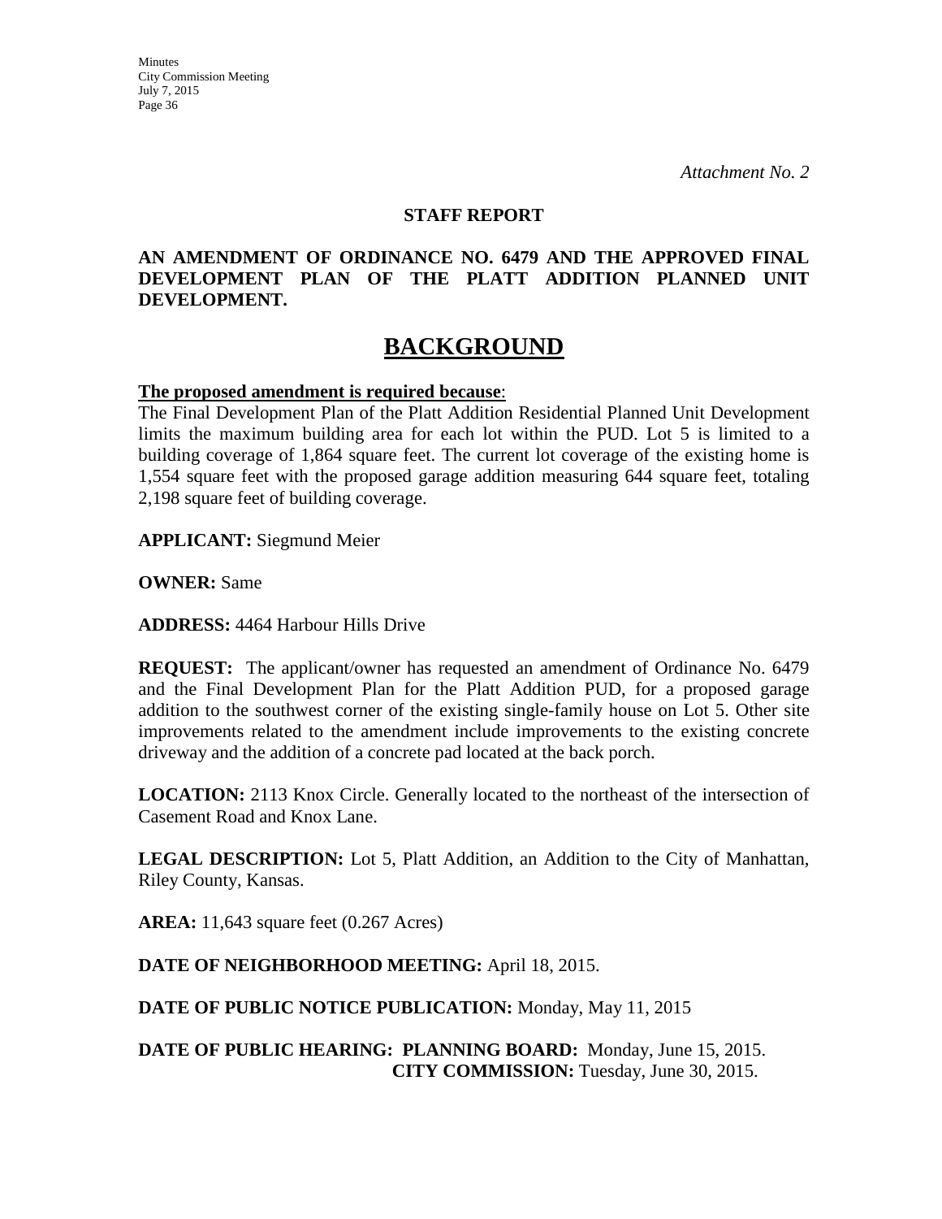*Attachment No. 2*

**STAFF REPORT**

**AN AMENDMENT OF ORDINANCE NO. 6479 AND THE APPROVED FINAL DEVELOPMENT PLAN OF THE PLATT ADDITION PLANNED UNIT DEVELOPMENT.**

# BACKGROUND

**The proposed amendment is required because**:

The Final Development Plan of the Platt Addition Residential Planned Unit Development limits the maximum building area for each lot within the PUD. Lot 5 is limited to a building coverage of 1,864 square feet. The current lot coverage of the existing home is 1,554 square feet with the proposed garage addition measuring 644 square feet, totaling 2,198 square feet of building coverage.

**APPLICANT:** Siegmund Meier

**OWNER:** Same

**ADDRESS:** 4464 Harbour Hills Drive

**REQUEST:** The applicant/owner has requested an amendment of Ordinance No. 6479 and the Final Development Plan for the Platt Addition PUD, for a proposed garage addition to the southwest corner of the existing single-family house on Lot 5. Other site improvements related to the amendment include improvements to the existing concrete driveway and the addition of a concrete pad located at the back porch.

**LOCATION:** 2113 Knox Circle. Generally located to the northeast of the intersection of Casement Road and Knox Lane.

**LEGAL DESCRIPTION:** Lot 5, Platt Addition, an Addition to the City of Manhattan, Riley County, Kansas.

**AREA:** 11,643 square feet (0.267 Acres)

**DATE OF NEIGHBORHOOD MEETING:** April 18, 2015.

**DATE OF PUBLIC NOTICE PUBLICATION:** Monday, May 11, 2015

**DATE OF PUBLIC HEARING: PLANNING BOARD:** Monday, June 15, 2015.
**CITY COMMISSION:** Tuesday, June 30, 2015.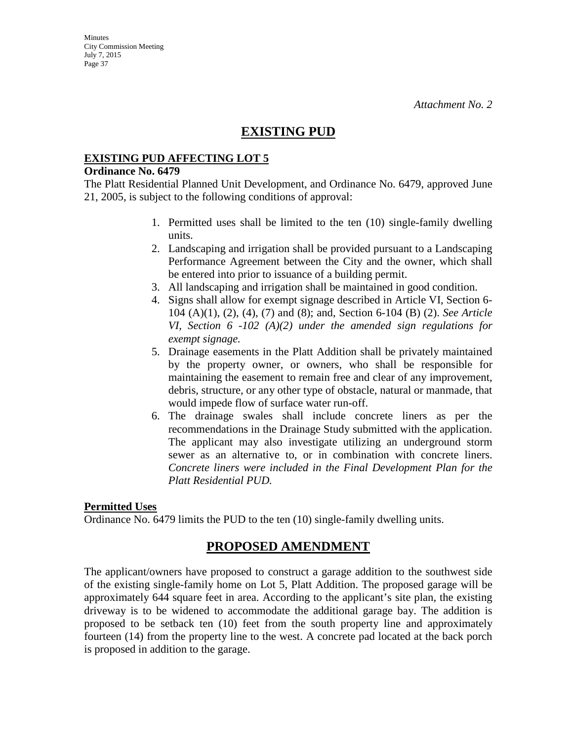*Attachment No. 2*

# EXISTING PUD

**EXISTING PUD AFFECTING LOT 5**

**Ordinance No. 6479**

The Platt Residential Planned Unit Development, and Ordinance No. 6479, approved June 21, 2005, is subject to the following conditions of approval:

1. Permitted uses shall be limited to the ten (10) single-family dwelling units.
2. Landscaping and irrigation shall be provided pursuant to a Landscaping Performance Agreement between the City and the owner, which shall be entered into prior to issuance of a building permit.
3. All landscaping and irrigation shall be maintained in good condition.
4. Signs shall allow for exempt signage described in Article VI, Section 6-104 (A)(1), (2), (4), (7) and (8); and, Section 6-104 (B) (2). *See Article VI, Section 6 -102 (A)(2) under the amended sign regulations for exempt signage.*
5. Drainage easements in the Platt Addition shall be privately maintained by the property owner, or owners, who shall be responsible for maintaining the easement to remain free and clear of any improvement, debris, structure, or any other type of obstacle, natural or manmade, that would impede flow of surface water run-off.
6. The drainage swales shall include concrete liners as per the recommendations in the Drainage Study submitted with the application. The applicant may also investigate utilizing an underground storm sewer as an alternative to, or in combination with concrete liners. *Concrete liners were included in the Final Development Plan for the Platt Residential PUD.*

**Permitted Uses**

Ordinance No. 6479 limits the PUD to the ten (10) single-family dwelling units.

# PROPOSED AMENDMENT

The applicant/owners have proposed to construct a garage addition to the southwest side of the existing single-family home on Lot 5, Platt Addition. The proposed garage will be approximately 644 square feet in area. According to the applicant's site plan, the existing driveway is to be widened to accommodate the additional garage bay. The addition is proposed to be setback ten (10) feet from the south property line and approximately fourteen (14) from the property line to the west. A concrete pad located at the back porch is proposed in addition to the garage.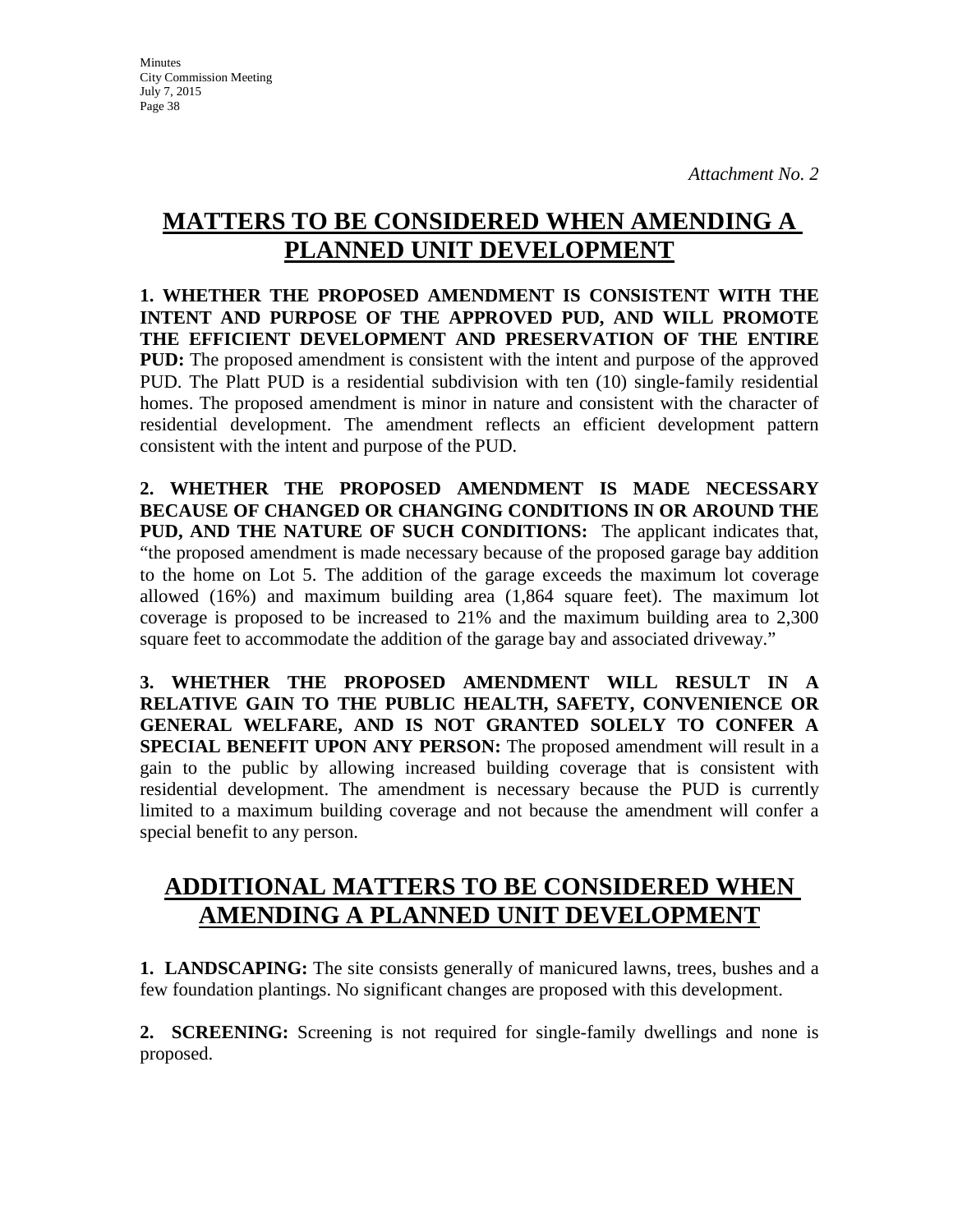*Attachment No. 2*

# MATTERS TO BE CONSIDERED WHEN AMENDING A PLANNED UNIT DEVELOPMENT

**1. WHETHER THE PROPOSED AMENDMENT IS CONSISTENT WITH THE INTENT AND PURPOSE OF THE APPROVED PUD, AND WILL PROMOTE THE EFFICIENT DEVELOPMENT AND PRESERVATION OF THE ENTIRE PUD:** The proposed amendment is consistent with the intent and purpose of the approved PUD. The Platt PUD is a residential subdivision with ten (10) single-family residential homes. The proposed amendment is minor in nature and consistent with the character of residential development. The amendment reflects an efficient development pattern consistent with the intent and purpose of the PUD.

**2. WHETHER THE PROPOSED AMENDMENT IS MADE NECESSARY BECAUSE OF CHANGED OR CHANGING CONDITIONS IN OR AROUND THE PUD, AND THE NATURE OF SUCH CONDITIONS:** The applicant indicates that, "the proposed amendment is made necessary because of the proposed garage bay addition to the home on Lot 5. The addition of the garage exceeds the maximum lot coverage allowed (16%) and maximum building area (1,864 square feet). The maximum lot coverage is proposed to be increased to 21% and the maximum building area to 2,300 square feet to accommodate the addition of the garage bay and associated driveway."

**3. WHETHER THE PROPOSED AMENDMENT WILL RESULT IN A RELATIVE GAIN TO THE PUBLIC HEALTH, SAFETY, CONVENIENCE OR GENERAL WELFARE, AND IS NOT GRANTED SOLELY TO CONFER A SPECIAL BENEFIT UPON ANY PERSON:** The proposed amendment will result in a gain to the public by allowing increased building coverage that is consistent with residential development. The amendment is necessary because the PUD is currently limited to a maximum building coverage and not because the amendment will confer a special benefit to any person.

# ADDITIONAL MATTERS TO BE CONSIDERED WHEN AMENDING A PLANNED UNIT DEVELOPMENT

**1. LANDSCAPING:** The site consists generally of manicured lawns, trees, bushes and a few foundation plantings. No significant changes are proposed with this development.

**2. SCREENING:** Screening is not required for single-family dwellings and none is proposed.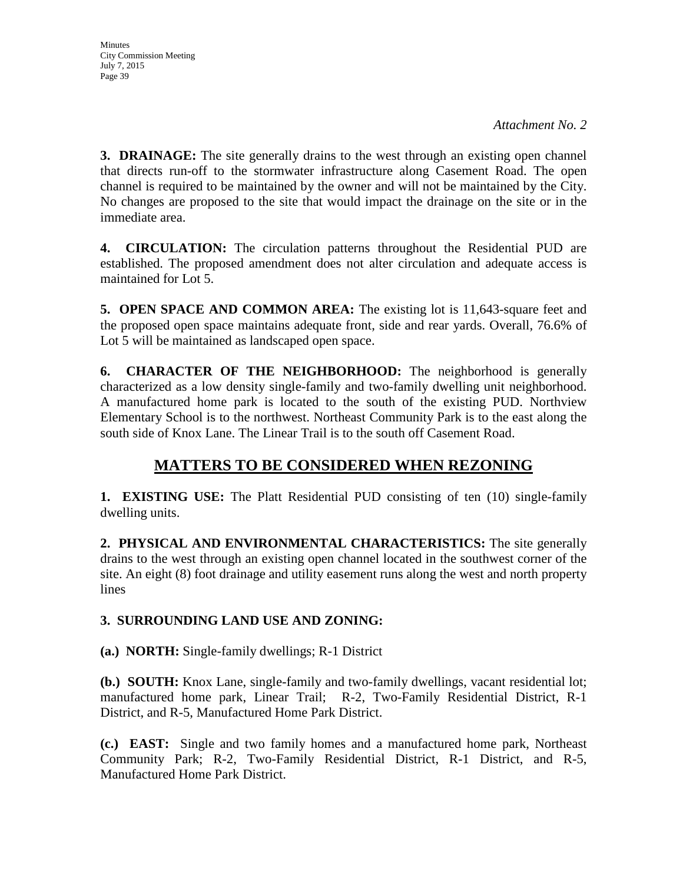*Attachment No. 2*

**3. DRAINAGE:** The site generally drains to the west through an existing open channel that directs run-off to the stormwater infrastructure along Casement Road. The open channel is required to be maintained by the owner and will not be maintained by the City. No changes are proposed to the site that would impact the drainage on the site or in the immediate area.

**4. CIRCULATION:** The circulation patterns throughout the Residential PUD are established. The proposed amendment does not alter circulation and adequate access is maintained for Lot 5.

**5. OPEN SPACE AND COMMON AREA:** The existing lot is 11,643-square feet and the proposed open space maintains adequate front, side and rear yards. Overall, 76.6% of Lot 5 will be maintained as landscaped open space.

**6. CHARACTER OF THE NEIGHBORHOOD:** The neighborhood is generally characterized as a low density single-family and two-family dwelling unit neighborhood. A manufactured home park is located to the south of the existing PUD. Northview Elementary School is to the northwest. Northeast Community Park is to the east along the south side of Knox Lane. The Linear Trail is to the south off Casement Road.

## MATTERS TO BE CONSIDERED WHEN REZONING

**1. EXISTING USE:** The Platt Residential PUD consisting of ten (10) single-family dwelling units.

**2. PHYSICAL AND ENVIRONMENTAL CHARACTERISTICS:** The site generally drains to the west through an existing open channel located in the southwest corner of the site. An eight (8) foot drainage and utility easement runs along the west and north property lines

**3. SURROUNDING LAND USE AND ZONING:**

**(a.) NORTH:** Single-family dwellings; R-1 District

**(b.) SOUTH:** Knox Lane, single-family and two-family dwellings, vacant residential lot; manufactured home park, Linear Trail; R-2, Two-Family Residential District, R-1 District, and R-5, Manufactured Home Park District.

**(c.) EAST:** Single and two family homes and a manufactured home park, Northeast Community Park; R-2, Two-Family Residential District, R-1 District, and R-5, Manufactured Home Park District.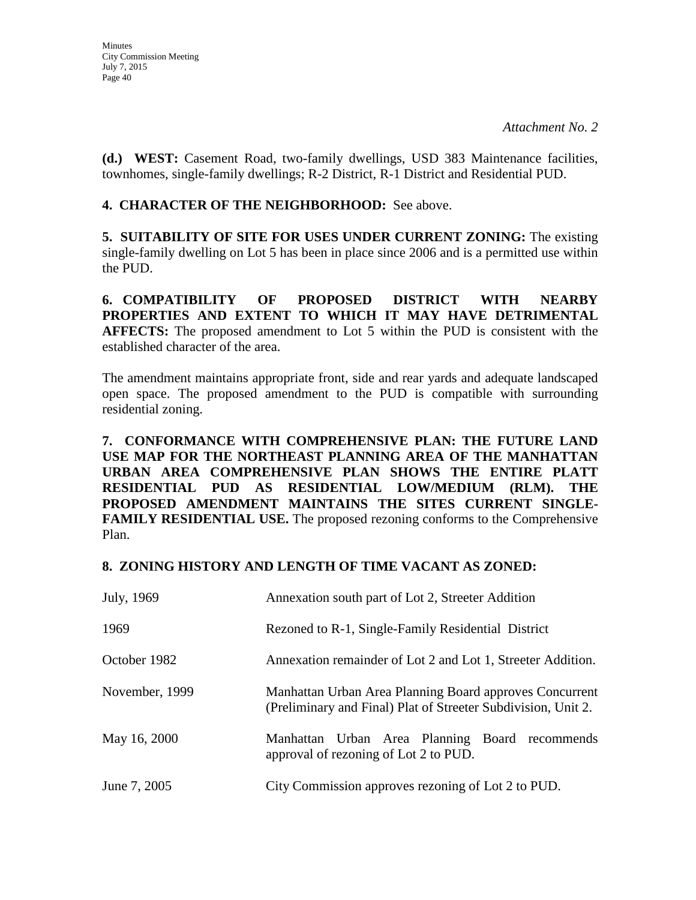*Attachment No. 2*

**(d.) WEST:** Casement Road, two-family dwellings, USD 383 Maintenance facilities, townhomes, single-family dwellings; R-2 District, R-1 District and Residential PUD.

**4. CHARACTER OF THE NEIGHBORHOOD:** See above.

**5. SUITABILITY OF SITE FOR USES UNDER CURRENT ZONING:** The existing single-family dwelling on Lot 5 has been in place since 2006 and is a permitted use within the PUD.

**6. COMPATIBILITY OF PROPOSED DISTRICT WITH NEARBY PROPERTIES AND EXTENT TO WHICH IT MAY HAVE DETRIMENTAL AFFECTS:** The proposed amendment to Lot 5 within the PUD is consistent with the established character of the area.

The amendment maintains appropriate front, side and rear yards and adequate landscaped open space. The proposed amendment to the PUD is compatible with surrounding residential zoning.

**7. CONFORMANCE WITH COMPREHENSIVE PLAN: THE FUTURE LAND USE MAP FOR THE NORTHEAST PLANNING AREA OF THE MANHATTAN URBAN AREA COMPREHENSIVE PLAN SHOWS THE ENTIRE PLATT RESIDENTIAL PUD AS RESIDENTIAL LOW/MEDIUM (RLM). THE PROPOSED AMENDMENT MAINTAINS THE SITES CURRENT SINGLE-FAMILY RESIDENTIAL USE.** The proposed rezoning conforms to the Comprehensive Plan.

**8. ZONING HISTORY AND LENGTH OF TIME VACANT AS ZONED:**

| | |
|---|---|
| July, 1969 | Annexation south part of Lot 2, Streeter Addition |
| 1969 | Rezoned to R-1, Single-Family Residential District |
| October 1982 | Annexation remainder of Lot 2 and Lot 1, Streeter Addition. |
| November, 1999 | Manhattan Urban Area Planning Board approves Concurrent (Preliminary and Final) Plat of Streeter Subdivision, Unit 2. |
| May 16, 2000 | Manhattan Urban Area Planning Board recommends approval of rezoning of Lot 2 to PUD. |
| June 7, 2005 | City Commission approves rezoning of Lot 2 to PUD. |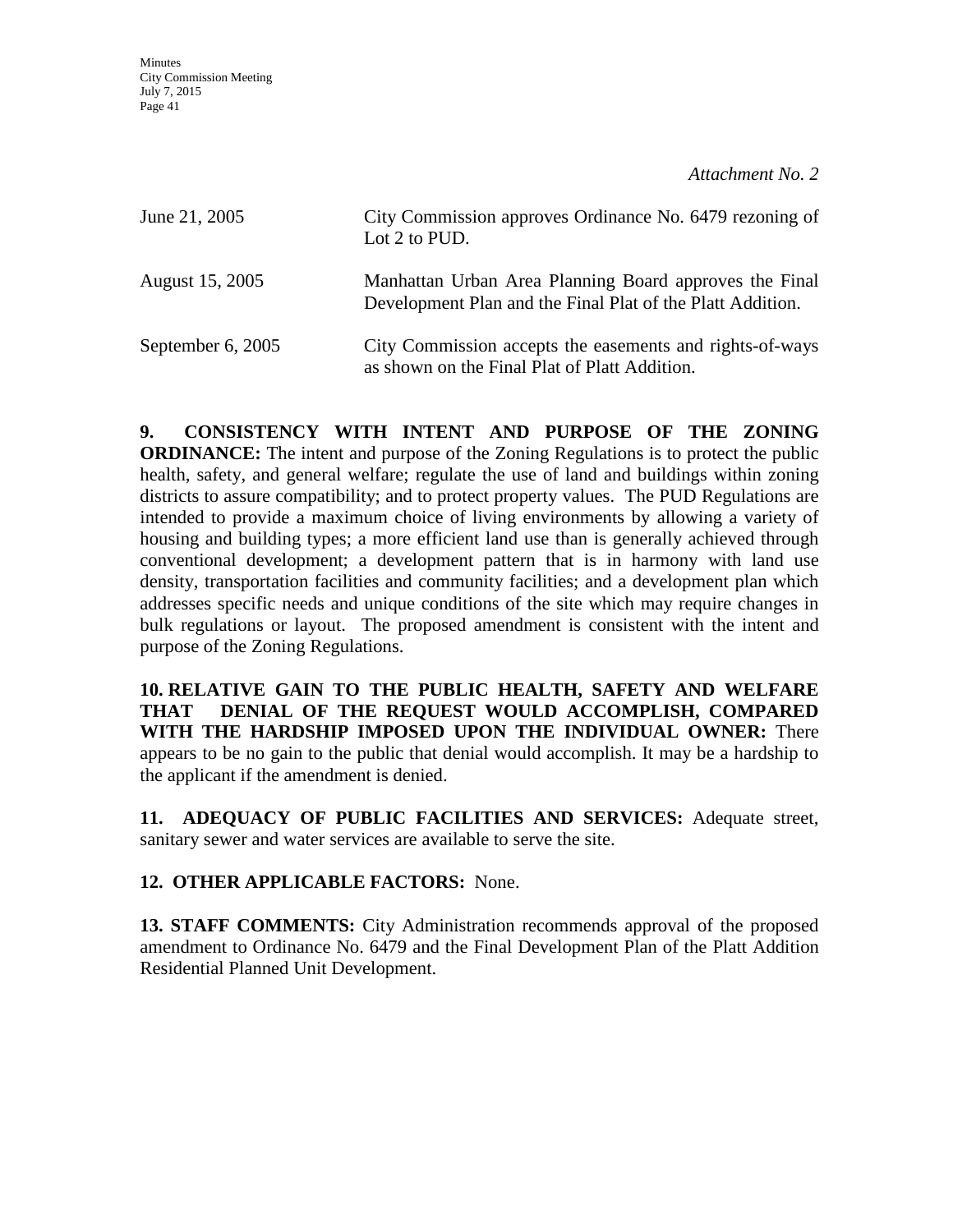*Attachment No. 2*

| | |
|---|---|
| June 21, 2005 | City Commission approves Ordinance No. 6479 rezoning of Lot 2 to PUD. |
| August 15, 2005 | Manhattan Urban Area Planning Board approves the Final Development Plan and the Final Plat of the Platt Addition. |
| September 6, 2005 | City Commission accepts the easements and rights-of-ways as shown on the Final Plat of Platt Addition. |

**9. CONSISTENCY WITH INTENT AND PURPOSE OF THE ZONING ORDINANCE:** The intent and purpose of the Zoning Regulations is to protect the public health, safety, and general welfare; regulate the use of land and buildings within zoning districts to assure compatibility; and to protect property values. The PUD Regulations are intended to provide a maximum choice of living environments by allowing a variety of housing and building types; a more efficient land use than is generally achieved through conventional development; a development pattern that is in harmony with land use density, transportation facilities and community facilities; and a development plan which addresses specific needs and unique conditions of the site which may require changes in bulk regulations or layout. The proposed amendment is consistent with the intent and purpose of the Zoning Regulations.

**10. RELATIVE GAIN TO THE PUBLIC HEALTH, SAFETY AND WELFARE THAT DENIAL OF THE REQUEST WOULD ACCOMPLISH, COMPARED WITH THE HARDSHIP IMPOSED UPON THE INDIVIDUAL OWNER:** There appears to be no gain to the public that denial would accomplish. It may be a hardship to the applicant if the amendment is denied.

**11. ADEQUACY OF PUBLIC FACILITIES AND SERVICES:** Adequate street, sanitary sewer and water services are available to serve the site.

**12. OTHER APPLICABLE FACTORS:** None.

**13. STAFF COMMENTS:** City Administration recommends approval of the proposed amendment to Ordinance No. 6479 and the Final Development Plan of the Platt Addition Residential Planned Unit Development.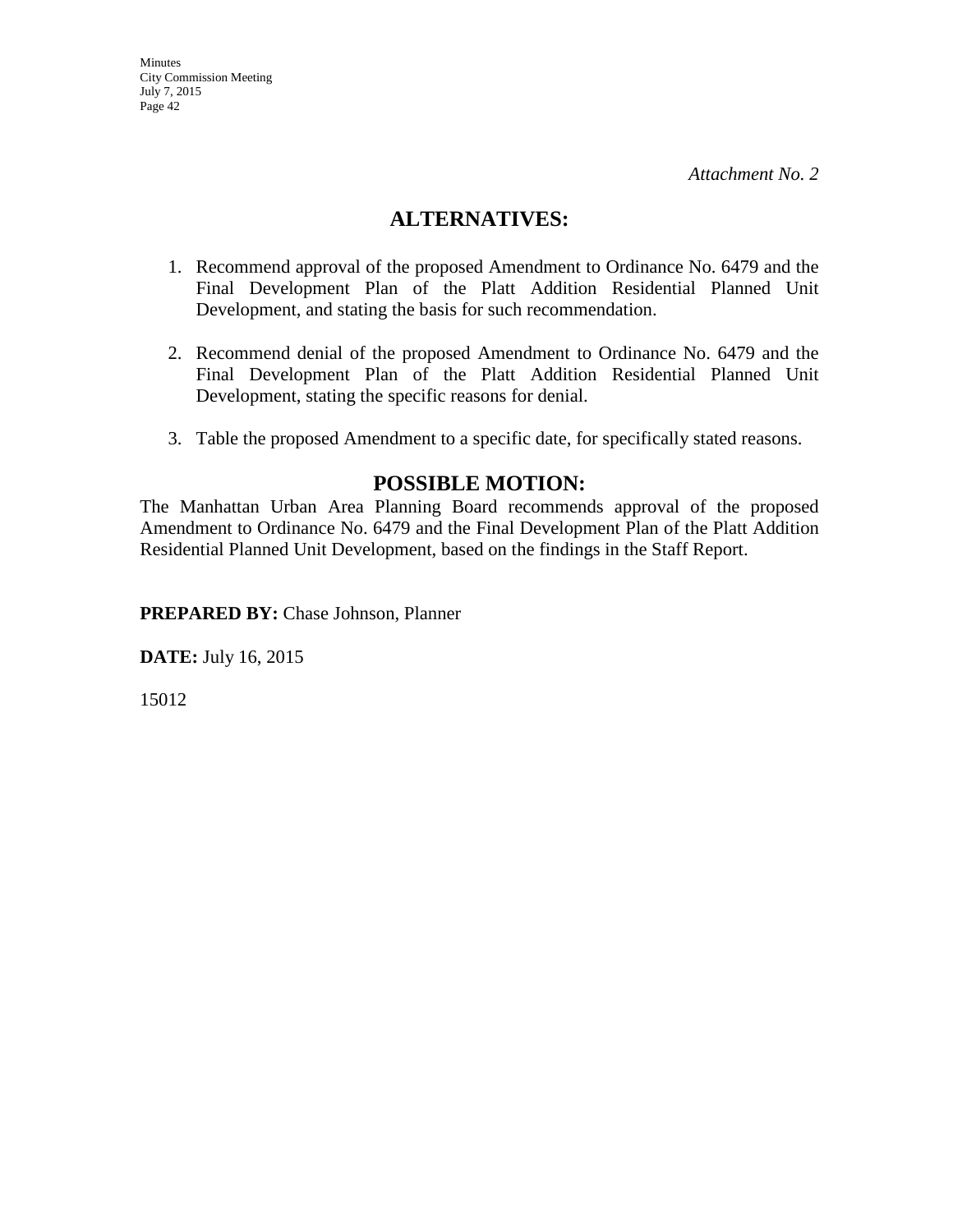*Attachment No. 2*

## ALTERNATIVES:

1. Recommend approval of the proposed Amendment to Ordinance No. 6479 and the Final Development Plan of the Platt Addition Residential Planned Unit Development, and stating the basis for such recommendation.

2. Recommend denial of the proposed Amendment to Ordinance No. 6479 and the Final Development Plan of the Platt Addition Residential Planned Unit Development, stating the specific reasons for denial.

3. Table the proposed Amendment to a specific date, for specifically stated reasons.

## POSSIBLE MOTION:

The Manhattan Urban Area Planning Board recommends approval of the proposed Amendment to Ordinance No. 6479 and the Final Development Plan of the Platt Addition Residential Planned Unit Development, based on the findings in the Staff Report.

**PREPARED BY:** Chase Johnson, Planner

**DATE:** July 16, 2015

15012